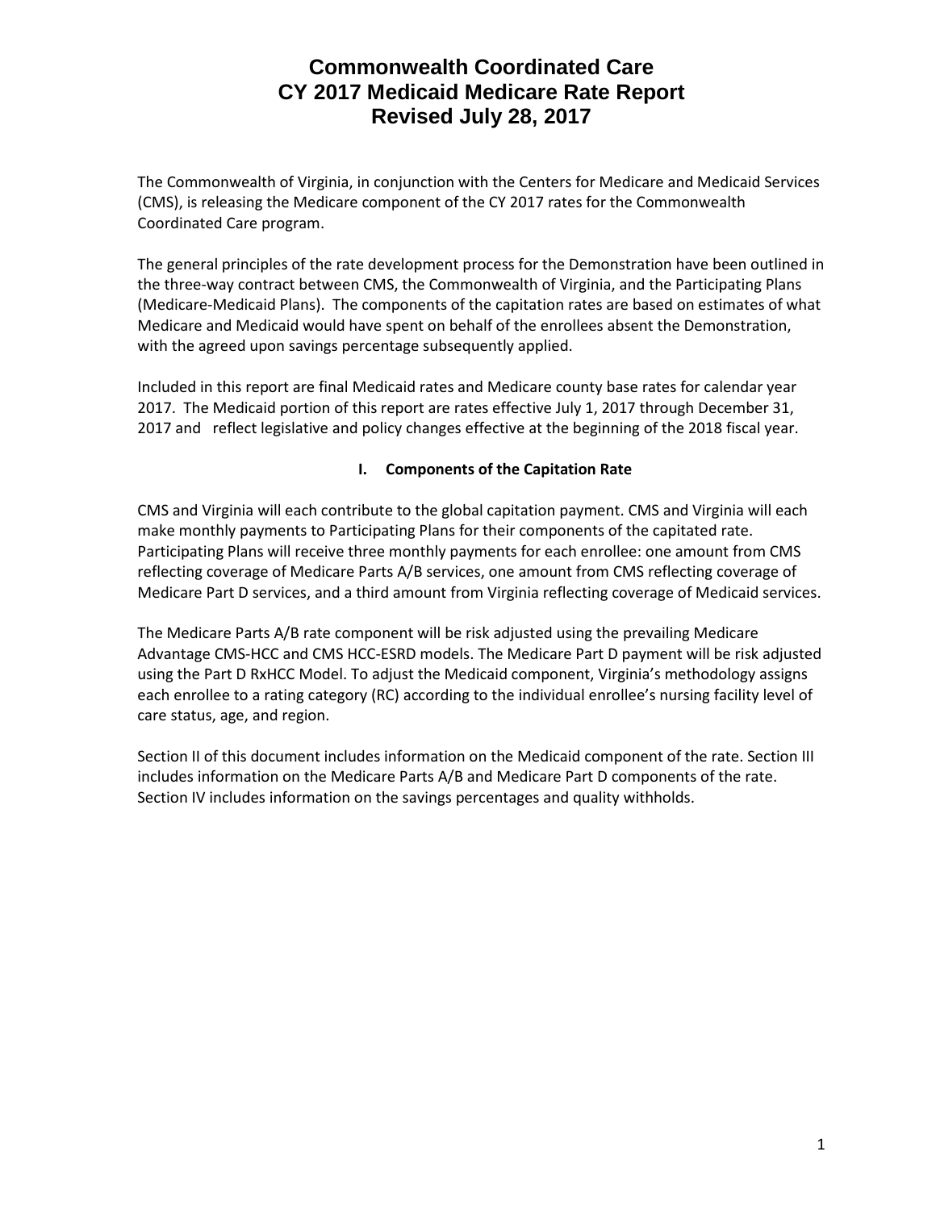# Commonwealth Coordinated Care
# CY 2017 Medicaid Medicare Rate Report
# Revised July 28, 2017

The Commonwealth of Virginia, in conjunction with the Centers for Medicare and Medicaid Services (CMS), is releasing the Medicare component of the CY 2017 rates for the Commonwealth Coordinated Care program.

The general principles of the rate development process for the Demonstration have been outlined in the three-way contract between CMS, the Commonwealth of Virginia, and the Participating Plans (Medicare-Medicaid Plans). The components of the capitation rates are based on estimates of what Medicare and Medicaid would have spent on behalf of the enrollees absent the Demonstration, with the agreed upon savings percentage subsequently applied.

Included in this report are final Medicaid rates and Medicare county base rates for calendar year 2017. The Medicaid portion of this report are rates effective July 1, 2017 through December 31, 2017 and reflect legislative and policy changes effective at the beginning of the 2018 fiscal year.

## I. Components of the Capitation Rate

CMS and Virginia will each contribute to the global capitation payment. CMS and Virginia will each make monthly payments to Participating Plans for their components of the capitated rate. Participating Plans will receive three monthly payments for each enrollee: one amount from CMS reflecting coverage of Medicare Parts A/B services, one amount from CMS reflecting coverage of Medicare Part D services, and a third amount from Virginia reflecting coverage of Medicaid services.

The Medicare Parts A/B rate component will be risk adjusted using the prevailing Medicare Advantage CMS-HCC and CMS HCC-ESRD models. The Medicare Part D payment will be risk adjusted using the Part D RxHCC Model. To adjust the Medicaid component, Virginia's methodology assigns each enrollee to a rating category (RC) according to the individual enrollee's nursing facility level of care status, age, and region.

Section II of this document includes information on the Medicaid component of the rate. Section III includes information on the Medicare Parts A/B and Medicare Part D components of the rate. Section IV includes information on the savings percentages and quality withholds.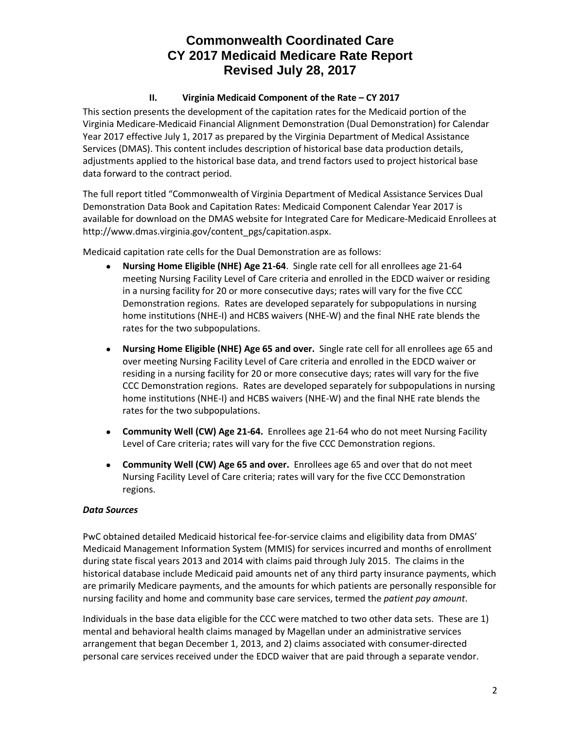## II. Virginia Medicaid Component of the Rate – CY 2017

This section presents the development of the capitation rates for the Medicaid portion of the Virginia Medicare-Medicaid Financial Alignment Demonstration (Dual Demonstration) for Calendar Year 2017 effective July 1, 2017 as prepared by the Virginia Department of Medical Assistance Services (DMAS). This content includes description of historical base data production details, adjustments applied to the historical base data, and trend factors used to project historical base data forward to the contract period.

The full report titled "Commonwealth of Virginia Department of Medical Assistance Services Dual Demonstration Data Book and Capitation Rates: Medicaid Component Calendar Year 2017 is available for download on the DMAS website for Integrated Care for Medicare-Medicaid Enrollees at http://www.dmas.virginia.gov/content_pgs/capitation.aspx.

Medicaid capitation rate cells for the Dual Demonstration are as follows:

- **Nursing Home Eligible (NHE) Age 21-64**. Single rate cell for all enrollees age 21-64 meeting Nursing Facility Level of Care criteria and enrolled in the EDCD waiver or residing in a nursing facility for 20 or more consecutive days; rates will vary for the five CCC Demonstration regions. Rates are developed separately for subpopulations in nursing home institutions (NHE-I) and HCBS waivers (NHE-W) and the final NHE rate blends the rates for the two subpopulations.
- **Nursing Home Eligible (NHE) Age 65 and over.** Single rate cell for all enrollees age 65 and over meeting Nursing Facility Level of Care criteria and enrolled in the EDCD waiver or residing in a nursing facility for 20 or more consecutive days; rates will vary for the five CCC Demonstration regions. Rates are developed separately for subpopulations in nursing home institutions (NHE-I) and HCBS waivers (NHE-W) and the final NHE rate blends the rates for the two subpopulations.
- **Community Well (CW) Age 21-64.** Enrollees age 21-64 who do not meet Nursing Facility Level of Care criteria; rates will vary for the five CCC Demonstration regions.
- **Community Well (CW) Age 65 and over.** Enrollees age 65 and over that do not meet Nursing Facility Level of Care criteria; rates will vary for the five CCC Demonstration regions.

### *Data Sources*

PwC obtained detailed Medicaid historical fee-for-service claims and eligibility data from DMAS' Medicaid Management Information System (MMIS) for services incurred and months of enrollment during state fiscal years 2013 and 2014 with claims paid through July 2015. The claims in the historical database include Medicaid paid amounts net of any third party insurance payments, which are primarily Medicare payments, and the amounts for which patients are personally responsible for nursing facility and home and community base care services, termed the *patient pay amount*.

Individuals in the base data eligible for the CCC were matched to two other data sets. These are 1) mental and behavioral health claims managed by Magellan under an administrative services arrangement that began December 1, 2013, and 2) claims associated with consumer-directed personal care services received under the EDCD waiver that are paid through a separate vendor.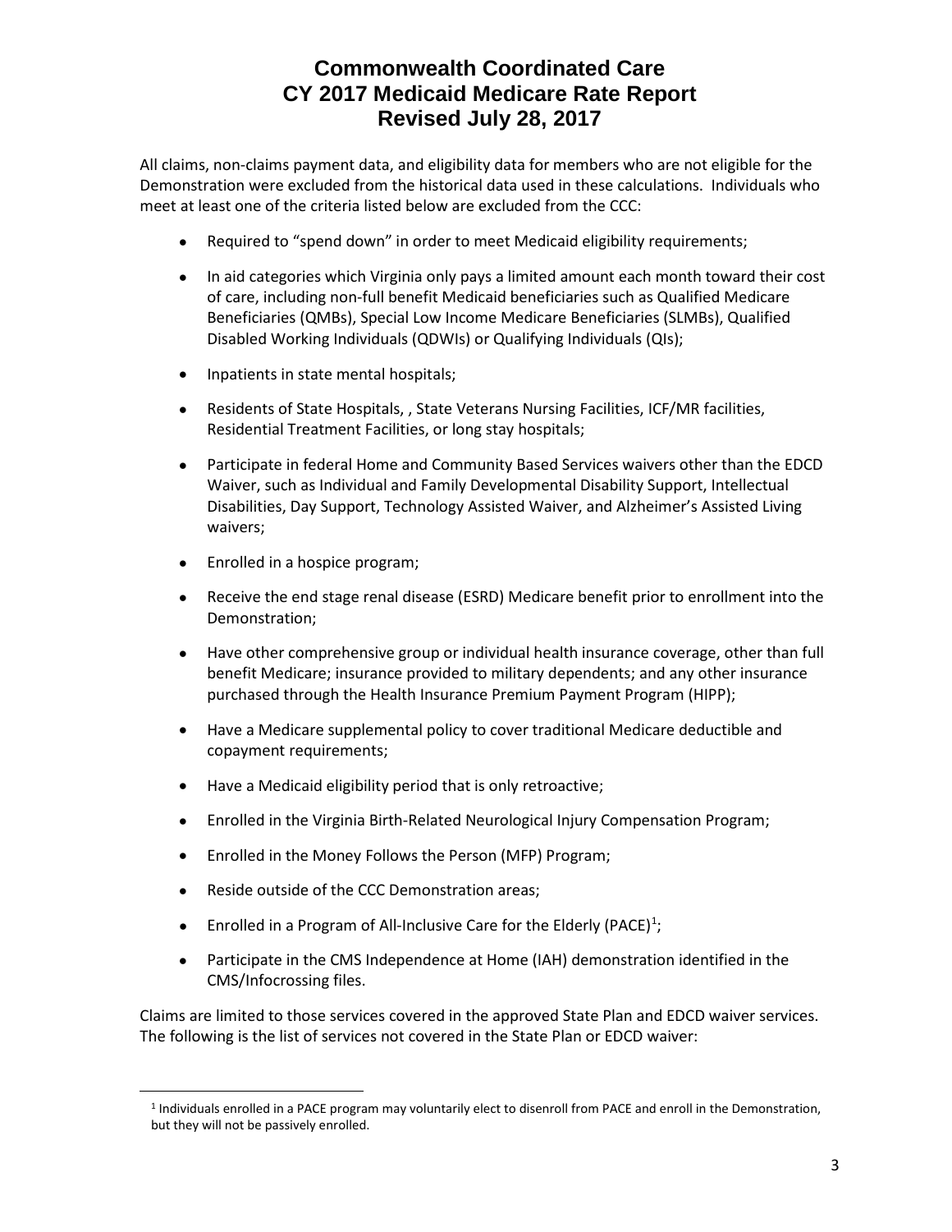# Commonwealth Coordinated Care
# CY 2017 Medicaid Medicare Rate Report
# Revised July 28, 2017

All claims, non-claims payment data, and eligibility data for members who are not eligible for the Demonstration were excluded from the historical data used in these calculations. Individuals who meet at least one of the criteria listed below are excluded from the CCC:

- Required to "spend down" in order to meet Medicaid eligibility requirements;
- In aid categories which Virginia only pays a limited amount each month toward their cost of care, including non-full benefit Medicaid beneficiaries such as Qualified Medicare Beneficiaries (QMBs), Special Low Income Medicare Beneficiaries (SLMBs), Qualified Disabled Working Individuals (QDWIs) or Qualifying Individuals (QIs);
- Inpatients in state mental hospitals;
- Residents of State Hospitals, , State Veterans Nursing Facilities, ICF/MR facilities, Residential Treatment Facilities, or long stay hospitals;
- Participate in federal Home and Community Based Services waivers other than the EDCD Waiver, such as Individual and Family Developmental Disability Support, Intellectual Disabilities, Day Support, Technology Assisted Waiver, and Alzheimer's Assisted Living waivers;
- Enrolled in a hospice program;
- Receive the end stage renal disease (ESRD) Medicare benefit prior to enrollment into the Demonstration;
- Have other comprehensive group or individual health insurance coverage, other than full benefit Medicare; insurance provided to military dependents; and any other insurance purchased through the Health Insurance Premium Payment Program (HIPP);
- Have a Medicare supplemental policy to cover traditional Medicare deductible and copayment requirements;
- Have a Medicaid eligibility period that is only retroactive;
- Enrolled in the Virginia Birth-Related Neurological Injury Compensation Program;
- Enrolled in the Money Follows the Person (MFP) Program;
- Reside outside of the CCC Demonstration areas;
- Enrolled in a Program of All-Inclusive Care for the Elderly (PACE)[1];
- Participate in the CMS Independence at Home (IAH) demonstration identified in the CMS/Infocrossing files.

Claims are limited to those services covered in the approved State Plan and EDCD waiver services. The following is the list of services not covered in the State Plan or EDCD waiver:

[1] Individuals enrolled in a PACE program may voluntarily elect to disenroll from PACE and enroll in the Demonstration, but they will not be passively enrolled.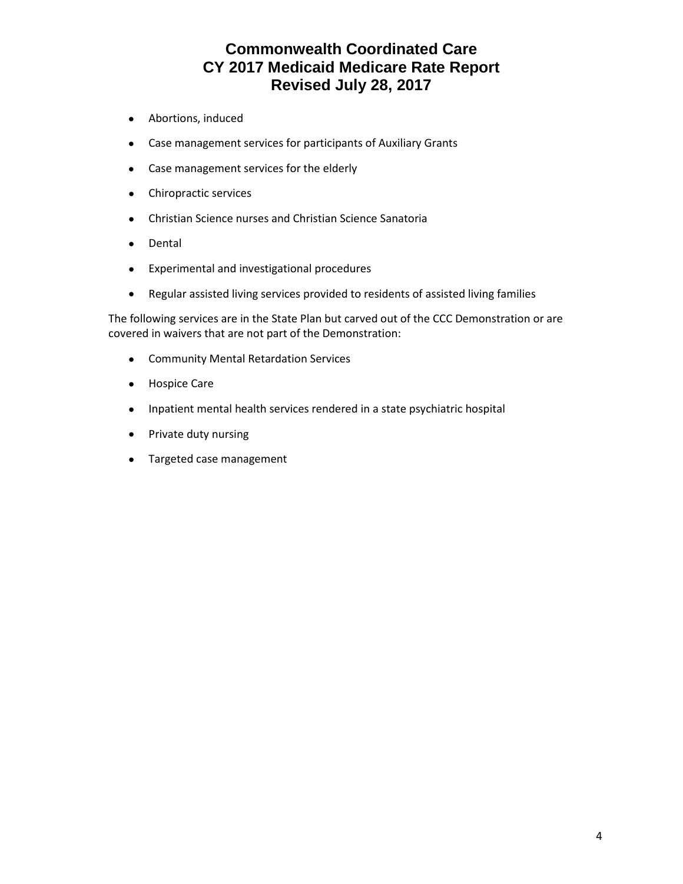- Abortions, induced
- Case management services for participants of Auxiliary Grants
- Case management services for the elderly
- Chiropractic services
- Christian Science nurses and Christian Science Sanatoria
- Dental
- Experimental and investigational procedures
- Regular assisted living services provided to residents of assisted living families

The following services are in the State Plan but carved out of the CCC Demonstration or are covered in waivers that are not part of the Demonstration:

- Community Mental Retardation Services
- Hospice Care
- Inpatient mental health services rendered in a state psychiatric hospital
- Private duty nursing
- Targeted case management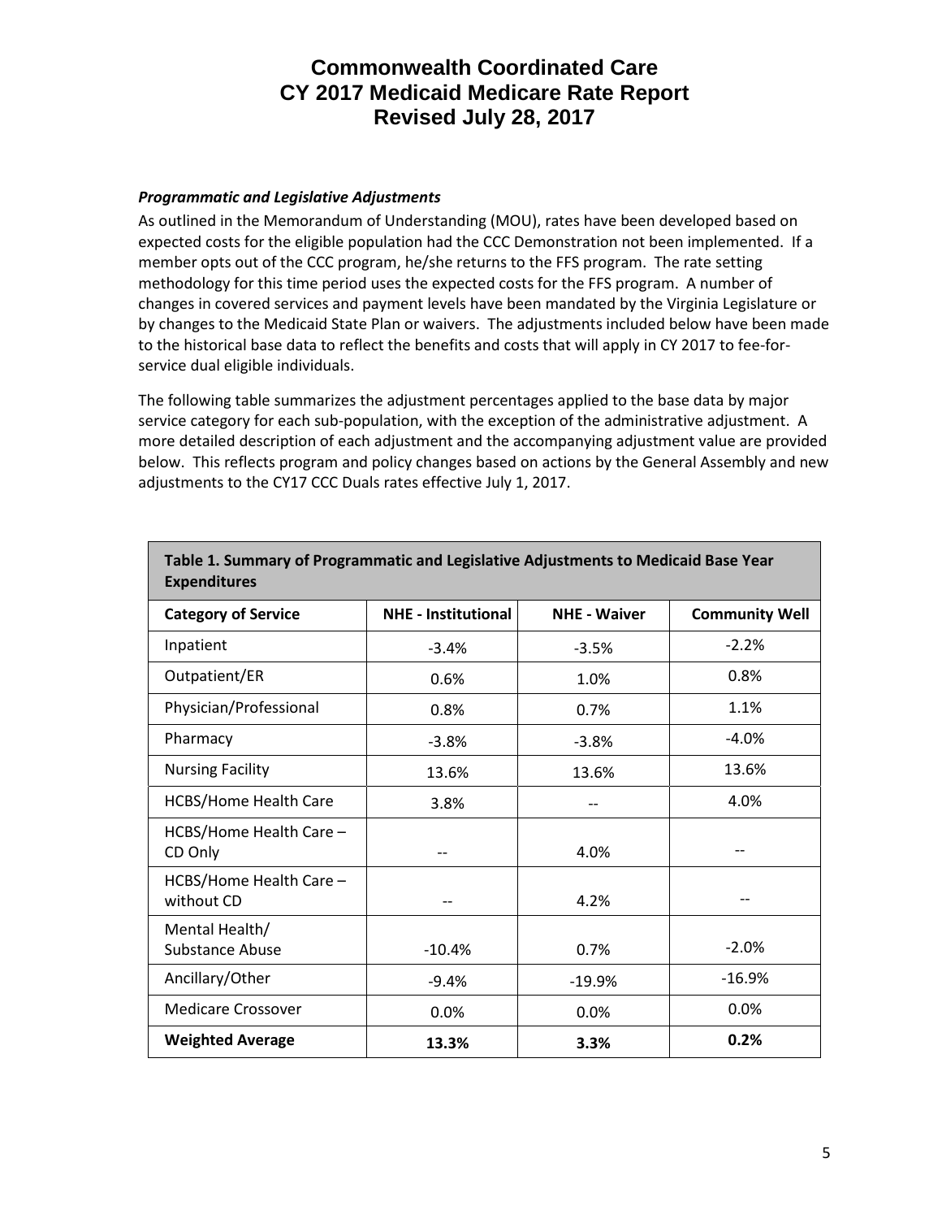# Commonwealth Coordinated Care
# CY 2017 Medicaid Medicare Rate Report
# Revised July 28, 2017

### *Programmatic and Legislative Adjustments*

As outlined in the Memorandum of Understanding (MOU), rates have been developed based on expected costs for the eligible population had the CCC Demonstration not been implemented. If a member opts out of the CCC program, he/she returns to the FFS program. The rate setting methodology for this time period uses the expected costs for the FFS program. A number of changes in covered services and payment levels have been mandated by the Virginia Legislature or by changes to the Medicaid State Plan or waivers. The adjustments included below have been made to the historical base data to reflect the benefits and costs that will apply in CY 2017 to fee-for-service dual eligible individuals.

The following table summarizes the adjustment percentages applied to the base data by major service category for each sub-population, with the exception of the administrative adjustment. A more detailed description of each adjustment and the accompanying adjustment value are provided below. This reflects program and policy changes based on actions by the General Assembly and new adjustments to the CY17 CCC Duals rates effective July 1, 2017.

**Table 1. Summary of Programmatic and Legislative Adjustments to Medicaid Base Year Expenditures**

| Category of Service | NHE - Institutional | NHE - Waiver | Community Well |
|---|---|---|---|
| Inpatient | -3.4% | -3.5% | -2.2% |
| Outpatient/ER | 0.6% | 1.0% | 0.8% |
| Physician/Professional | 0.8% | 0.7% | 1.1% |
| Pharmacy | -3.8% | -3.8% | -4.0% |
| Nursing Facility | 13.6% | 13.6% | 13.6% |
| HCBS/Home Health Care | 3.8% | -- | 4.0% |
| HCBS/Home Health Care – CD Only | -- | 4.0% | -- |
| HCBS/Home Health Care – without CD | -- | 4.2% | -- |
| Mental Health/ Substance Abuse | -10.4% | 0.7% | -2.0% |
| Ancillary/Other | -9.4% | -19.9% | -16.9% |
| Medicare Crossover | 0.0% | 0.0% | 0.0% |
| **Weighted Average** | **13.3%** | **3.3%** | **0.2%** |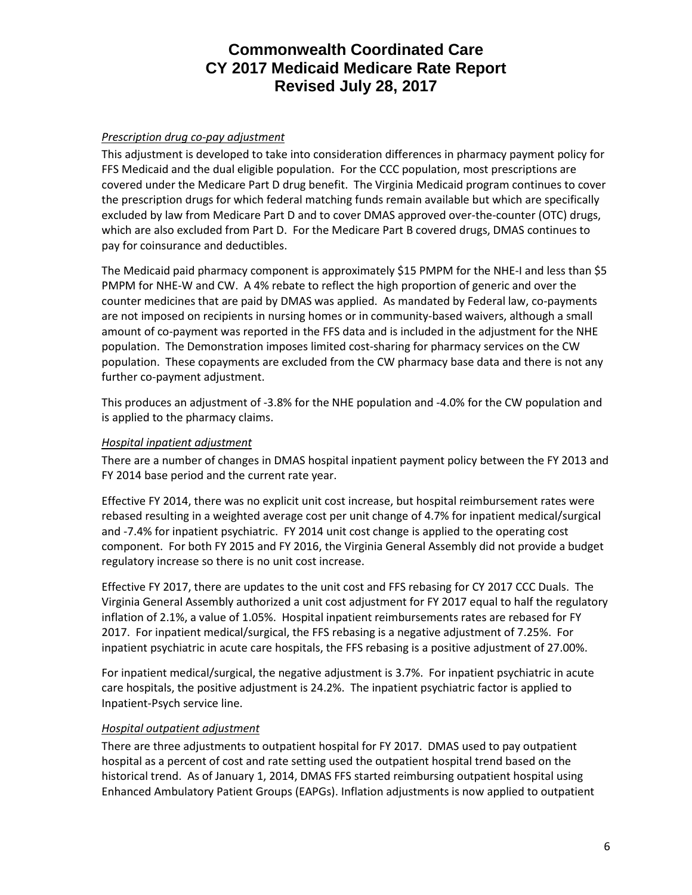*Prescription drug co-pay adjustment*

This adjustment is developed to take into consideration differences in pharmacy payment policy for FFS Medicaid and the dual eligible population. For the CCC population, most prescriptions are covered under the Medicare Part D drug benefit. The Virginia Medicaid program continues to cover the prescription drugs for which federal matching funds remain available but which are specifically excluded by law from Medicare Part D and to cover DMAS approved over-the-counter (OTC) drugs, which are also excluded from Part D. For the Medicare Part B covered drugs, DMAS continues to pay for coinsurance and deductibles.

The Medicaid paid pharmacy component is approximately $15 PMPM for the NHE-I and less than $5 PMPM for NHE-W and CW. A 4% rebate to reflect the high proportion of generic and over the counter medicines that are paid by DMAS was applied. As mandated by Federal law, co-payments are not imposed on recipients in nursing homes or in community-based waivers, although a small amount of co-payment was reported in the FFS data and is included in the adjustment for the NHE population. The Demonstration imposes limited cost-sharing for pharmacy services on the CW population. These copayments are excluded from the CW pharmacy base data and there is not any further co-payment adjustment.

This produces an adjustment of -3.8% for the NHE population and -4.0% for the CW population and is applied to the pharmacy claims.

*Hospital inpatient adjustment*

There are a number of changes in DMAS hospital inpatient payment policy between the FY 2013 and FY 2014 base period and the current rate year.

Effective FY 2014, there was no explicit unit cost increase, but hospital reimbursement rates were rebased resulting in a weighted average cost per unit change of 4.7% for inpatient medical/surgical and -7.4% for inpatient psychiatric. FY 2014 unit cost change is applied to the operating cost component. For both FY 2015 and FY 2016, the Virginia General Assembly did not provide a budget regulatory increase so there is no unit cost increase.

Effective FY 2017, there are updates to the unit cost and FFS rebasing for CY 2017 CCC Duals. The Virginia General Assembly authorized a unit cost adjustment for FY 2017 equal to half the regulatory inflation of 2.1%, a value of 1.05%. Hospital inpatient reimbursements rates are rebased for FY 2017. For inpatient medical/surgical, the FFS rebasing is a negative adjustment of 7.25%. For inpatient psychiatric in acute care hospitals, the FFS rebasing is a positive adjustment of 27.00%.

For inpatient medical/surgical, the negative adjustment is 3.7%. For inpatient psychiatric in acute care hospitals, the positive adjustment is 24.2%. The inpatient psychiatric factor is applied to Inpatient-Psych service line.

*Hospital outpatient adjustment*

There are three adjustments to outpatient hospital for FY 2017. DMAS used to pay outpatient hospital as a percent of cost and rate setting used the outpatient hospital trend based on the historical trend. As of January 1, 2014, DMAS FFS started reimbursing outpatient hospital using Enhanced Ambulatory Patient Groups (EAPGs). Inflation adjustments is now applied to outpatient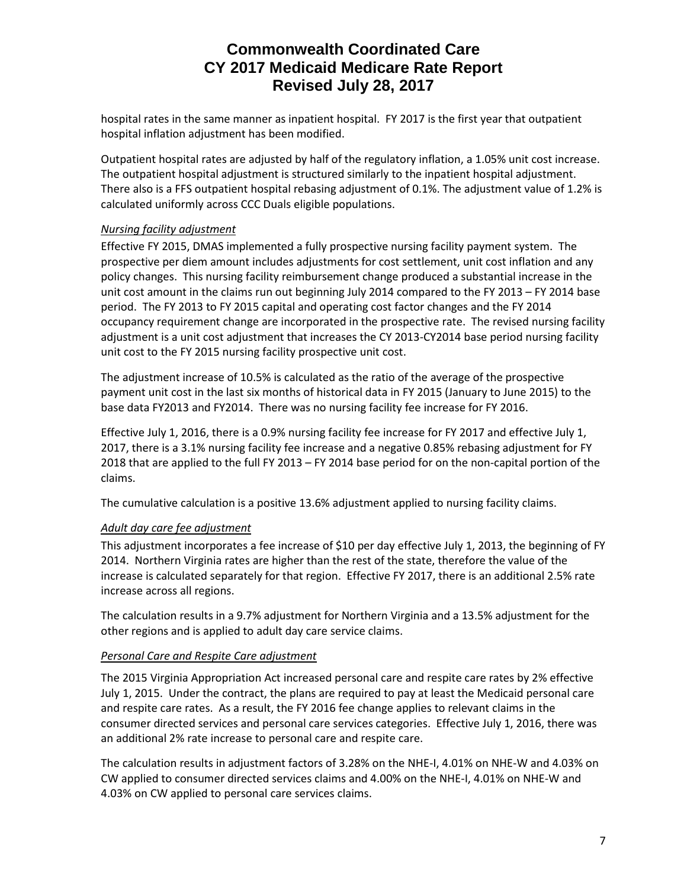hospital rates in the same manner as inpatient hospital. FY 2017 is the first year that outpatient hospital inflation adjustment has been modified.

Outpatient hospital rates are adjusted by half of the regulatory inflation, a 1.05% unit cost increase. The outpatient hospital adjustment is structured similarly to the inpatient hospital adjustment. There also is a FFS outpatient hospital rebasing adjustment of 0.1%. The adjustment value of 1.2% is calculated uniformly across CCC Duals eligible populations.

*Nursing facility adjustment*

Effective FY 2015, DMAS implemented a fully prospective nursing facility payment system. The prospective per diem amount includes adjustments for cost settlement, unit cost inflation and any policy changes. This nursing facility reimbursement change produced a substantial increase in the unit cost amount in the claims run out beginning July 2014 compared to the FY 2013 – FY 2014 base period. The FY 2013 to FY 2015 capital and operating cost factor changes and the FY 2014 occupancy requirement change are incorporated in the prospective rate. The revised nursing facility adjustment is a unit cost adjustment that increases the CY 2013-CY2014 base period nursing facility unit cost to the FY 2015 nursing facility prospective unit cost.

The adjustment increase of 10.5% is calculated as the ratio of the average of the prospective payment unit cost in the last six months of historical data in FY 2015 (January to June 2015) to the base data FY2013 and FY2014. There was no nursing facility fee increase for FY 2016.

Effective July 1, 2016, there is a 0.9% nursing facility fee increase for FY 2017 and effective July 1, 2017, there is a 3.1% nursing facility fee increase and a negative 0.85% rebasing adjustment for FY 2018 that are applied to the full FY 2013 – FY 2014 base period for on the non-capital portion of the claims.

The cumulative calculation is a positive 13.6% adjustment applied to nursing facility claims.

*Adult day care fee adjustment*

This adjustment incorporates a fee increase of $10 per day effective July 1, 2013, the beginning of FY 2014. Northern Virginia rates are higher than the rest of the state, therefore the value of the increase is calculated separately for that region. Effective FY 2017, there is an additional 2.5% rate increase across all regions.

The calculation results in a 9.7% adjustment for Northern Virginia and a 13.5% adjustment for the other regions and is applied to adult day care service claims.

*Personal Care and Respite Care adjustment*

The 2015 Virginia Appropriation Act increased personal care and respite care rates by 2% effective July 1, 2015. Under the contract, the plans are required to pay at least the Medicaid personal care and respite care rates. As a result, the FY 2016 fee change applies to relevant claims in the consumer directed services and personal care services categories. Effective July 1, 2016, there was an additional 2% rate increase to personal care and respite care.

The calculation results in adjustment factors of 3.28% on the NHE-I, 4.01% on NHE-W and 4.03% on CW applied to consumer directed services claims and 4.00% on the NHE-I, 4.01% on NHE-W and 4.03% on CW applied to personal care services claims.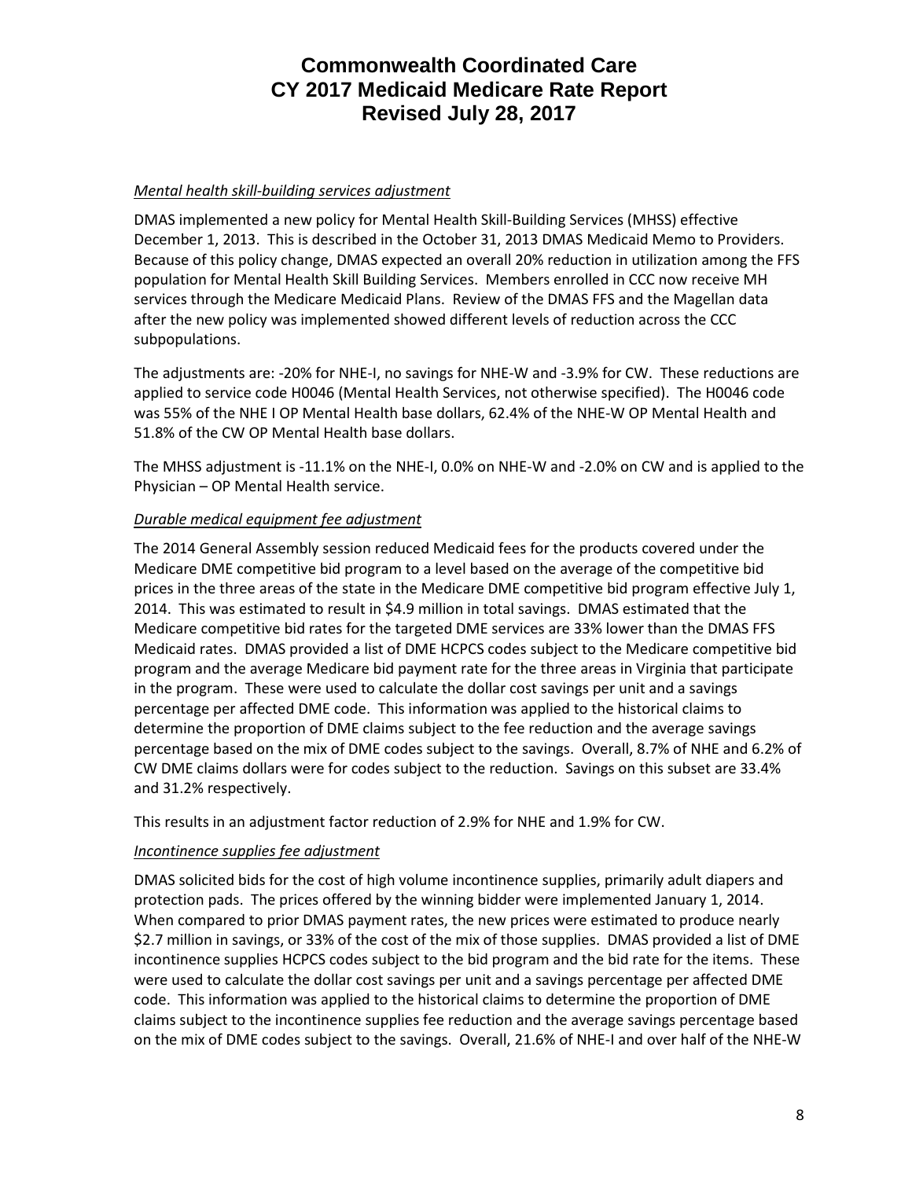*Mental health skill-building services adjustment*

DMAS implemented a new policy for Mental Health Skill-Building Services (MHSS) effective December 1, 2013. This is described in the October 31, 2013 DMAS Medicaid Memo to Providers. Because of this policy change, DMAS expected an overall 20% reduction in utilization among the FFS population for Mental Health Skill Building Services. Members enrolled in CCC now receive MH services through the Medicare Medicaid Plans. Review of the DMAS FFS and the Magellan data after the new policy was implemented showed different levels of reduction across the CCC subpopulations.

The adjustments are: -20% for NHE-I, no savings for NHE-W and -3.9% for CW. These reductions are applied to service code H0046 (Mental Health Services, not otherwise specified). The H0046 code was 55% of the NHE I OP Mental Health base dollars, 62.4% of the NHE-W OP Mental Health and 51.8% of the CW OP Mental Health base dollars.

The MHSS adjustment is -11.1% on the NHE-I, 0.0% on NHE-W and -2.0% on CW and is applied to the Physician – OP Mental Health service.

*Durable medical equipment fee adjustment*

The 2014 General Assembly session reduced Medicaid fees for the products covered under the Medicare DME competitive bid program to a level based on the average of the competitive bid prices in the three areas of the state in the Medicare DME competitive bid program effective July 1, 2014. This was estimated to result in $4.9 million in total savings. DMAS estimated that the Medicare competitive bid rates for the targeted DME services are 33% lower than the DMAS FFS Medicaid rates. DMAS provided a list of DME HCPCS codes subject to the Medicare competitive bid program and the average Medicare bid payment rate for the three areas in Virginia that participate in the program. These were used to calculate the dollar cost savings per unit and a savings percentage per affected DME code. This information was applied to the historical claims to determine the proportion of DME claims subject to the fee reduction and the average savings percentage based on the mix of DME codes subject to the savings. Overall, 8.7% of NHE and 6.2% of CW DME claims dollars were for codes subject to the reduction. Savings on this subset are 33.4% and 31.2% respectively.

This results in an adjustment factor reduction of 2.9% for NHE and 1.9% for CW.

*Incontinence supplies fee adjustment*

DMAS solicited bids for the cost of high volume incontinence supplies, primarily adult diapers and protection pads. The prices offered by the winning bidder were implemented January 1, 2014. When compared to prior DMAS payment rates, the new prices were estimated to produce nearly $2.7 million in savings, or 33% of the cost of the mix of those supplies. DMAS provided a list of DME incontinence supplies HCPCS codes subject to the bid program and the bid rate for the items. These were used to calculate the dollar cost savings per unit and a savings percentage per affected DME code. This information was applied to the historical claims to determine the proportion of DME claims subject to the incontinence supplies fee reduction and the average savings percentage based on the mix of DME codes subject to the savings. Overall, 21.6% of NHE-I and over half of the NHE-W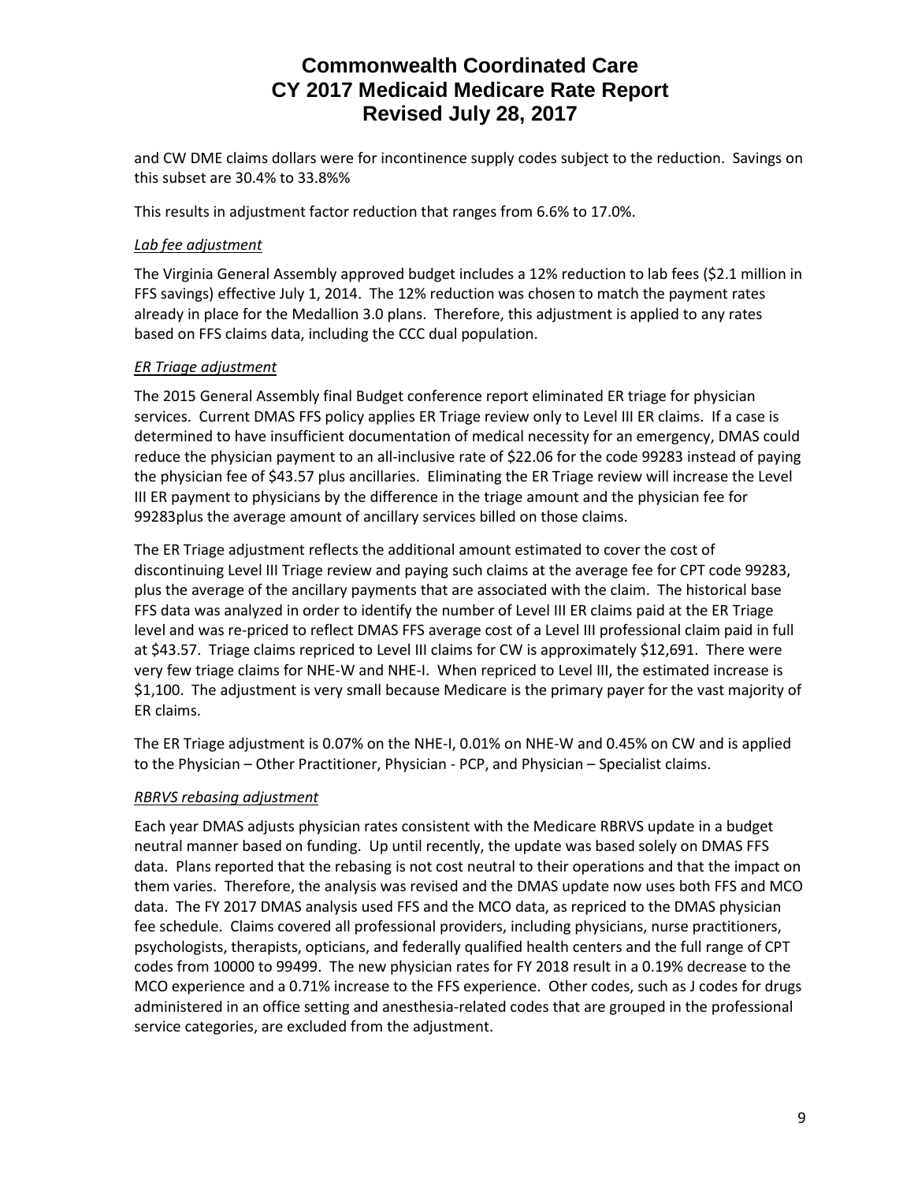and CW DME claims dollars were for incontinence supply codes subject to the reduction. Savings on this subset are 30.4% to 33.8%%

This results in adjustment factor reduction that ranges from 6.6% to 17.0%.

*Lab fee adjustment*

The Virginia General Assembly approved budget includes a 12% reduction to lab fees ($2.1 million in FFS savings) effective July 1, 2014. The 12% reduction was chosen to match the payment rates already in place for the Medallion 3.0 plans. Therefore, this adjustment is applied to any rates based on FFS claims data, including the CCC dual population.

*ER Triage adjustment*

The 2015 General Assembly final Budget conference report eliminated ER triage for physician services. Current DMAS FFS policy applies ER Triage review only to Level III ER claims. If a case is determined to have insufficient documentation of medical necessity for an emergency, DMAS could reduce the physician payment to an all-inclusive rate of $22.06 for the code 99283 instead of paying the physician fee of $43.57 plus ancillaries. Eliminating the ER Triage review will increase the Level III ER payment to physicians by the difference in the triage amount and the physician fee for 99283plus the average amount of ancillary services billed on those claims.

The ER Triage adjustment reflects the additional amount estimated to cover the cost of discontinuing Level III Triage review and paying such claims at the average fee for CPT code 99283, plus the average of the ancillary payments that are associated with the claim. The historical base FFS data was analyzed in order to identify the number of Level III ER claims paid at the ER Triage level and was re-priced to reflect DMAS FFS average cost of a Level III professional claim paid in full at $43.57. Triage claims repriced to Level III claims for CW is approximately $12,691. There were very few triage claims for NHE-W and NHE-I. When repriced to Level III, the estimated increase is $1,100. The adjustment is very small because Medicare is the primary payer for the vast majority of ER claims.

The ER Triage adjustment is 0.07% on the NHE-I, 0.01% on NHE-W and 0.45% on CW and is applied to the Physician – Other Practitioner, Physician - PCP, and Physician – Specialist claims.

*RBRVS rebasing adjustment*

Each year DMAS adjusts physician rates consistent with the Medicare RBRVS update in a budget neutral manner based on funding. Up until recently, the update was based solely on DMAS FFS data. Plans reported that the rebasing is not cost neutral to their operations and that the impact on them varies. Therefore, the analysis was revised and the DMAS update now uses both FFS and MCO data. The FY 2017 DMAS analysis used FFS and the MCO data, as repriced to the DMAS physician fee schedule. Claims covered all professional providers, including physicians, nurse practitioners, psychologists, therapists, opticians, and federally qualified health centers and the full range of CPT codes from 10000 to 99499. The new physician rates for FY 2018 result in a 0.19% decrease to the MCO experience and a 0.71% increase to the FFS experience. Other codes, such as J codes for drugs administered in an office setting and anesthesia-related codes that are grouped in the professional service categories, are excluded from the adjustment.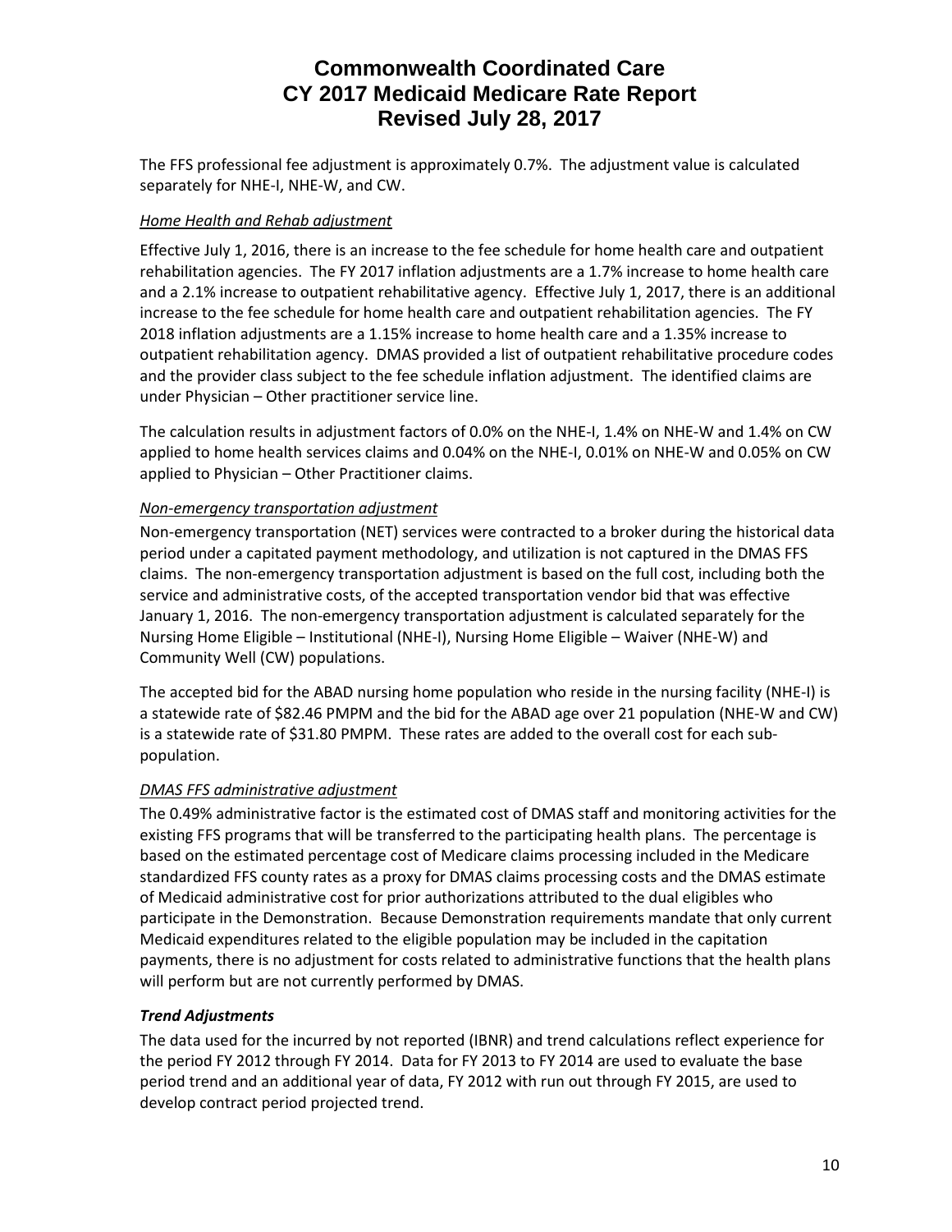The FFS professional fee adjustment is approximately 0.7%. The adjustment value is calculated separately for NHE-I, NHE-W, and CW.

*Home Health and Rehab adjustment*

Effective July 1, 2016, there is an increase to the fee schedule for home health care and outpatient rehabilitation agencies. The FY 2017 inflation adjustments are a 1.7% increase to home health care and a 2.1% increase to outpatient rehabilitative agency. Effective July 1, 2017, there is an additional increase to the fee schedule for home health care and outpatient rehabilitation agencies. The FY 2018 inflation adjustments are a 1.15% increase to home health care and a 1.35% increase to outpatient rehabilitation agency. DMAS provided a list of outpatient rehabilitative procedure codes and the provider class subject to the fee schedule inflation adjustment. The identified claims are under Physician – Other practitioner service line.

The calculation results in adjustment factors of 0.0% on the NHE-I, 1.4% on NHE-W and 1.4% on CW applied to home health services claims and 0.04% on the NHE-I, 0.01% on NHE-W and 0.05% on CW applied to Physician – Other Practitioner claims.

*Non-emergency transportation adjustment*

Non-emergency transportation (NET) services were contracted to a broker during the historical data period under a capitated payment methodology, and utilization is not captured in the DMAS FFS claims. The non-emergency transportation adjustment is based on the full cost, including both the service and administrative costs, of the accepted transportation vendor bid that was effective January 1, 2016. The non-emergency transportation adjustment is calculated separately for the Nursing Home Eligible – Institutional (NHE-I), Nursing Home Eligible – Waiver (NHE-W) and Community Well (CW) populations.

The accepted bid for the ABAD nursing home population who reside in the nursing facility (NHE-I) is a statewide rate of $82.46 PMPM and the bid for the ABAD age over 21 population (NHE-W and CW) is a statewide rate of $31.80 PMPM. These rates are added to the overall cost for each sub-population.

*DMAS FFS administrative adjustment*

The 0.49% administrative factor is the estimated cost of DMAS staff and monitoring activities for the existing FFS programs that will be transferred to the participating health plans. The percentage is based on the estimated percentage cost of Medicare claims processing included in the Medicare standardized FFS county rates as a proxy for DMAS claims processing costs and the DMAS estimate of Medicaid administrative cost for prior authorizations attributed to the dual eligibles who participate in the Demonstration. Because Demonstration requirements mandate that only current Medicaid expenditures related to the eligible population may be included in the capitation payments, there is no adjustment for costs related to administrative functions that the health plans will perform but are not currently performed by DMAS.

***Trend Adjustments***

The data used for the incurred by not reported (IBNR) and trend calculations reflect experience for the period FY 2012 through FY 2014. Data for FY 2013 to FY 2014 are used to evaluate the base period trend and an additional year of data, FY 2012 with run out through FY 2015, are used to develop contract period projected trend.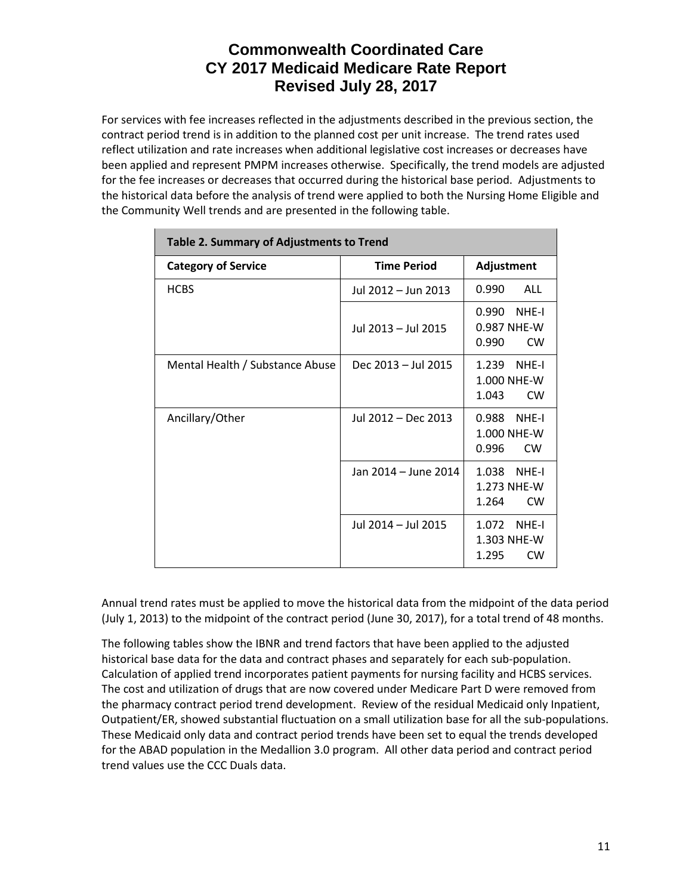For services with fee increases reflected in the adjustments described in the previous section, the contract period trend is in addition to the planned cost per unit increase. The trend rates used reflect utilization and rate increases when additional legislative cost increases or decreases have been applied and represent PMPM increases otherwise. Specifically, the trend models are adjusted for the fee increases or decreases that occurred during the historical base period. Adjustments to the historical data before the analysis of trend were applied to both the Nursing Home Eligible and the Community Well trends and are presented in the following table.

| Table 2. Summary of Adjustments to Trend | | |
|---|---|---|
| **Category of Service** | **Time Period** | **Adjustment** |
| HCBS | Jul 2012 – Jun 2013 | 0.990 ALL |
| | Jul 2013 – Jul 2015 | 0.990 NHE-I<br>0.987 NHE-W<br>0.990 CW |
| Mental Health / Substance Abuse | Dec 2013 – Jul 2015 | 1.239 NHE-I<br>1.000 NHE-W<br>1.043 CW |
| Ancillary/Other | Jul 2012 – Dec 2013 | 0.988 NHE-I<br>1.000 NHE-W<br>0.996 CW |
| | Jan 2014 – June 2014 | 1.038 NHE-I<br>1.273 NHE-W<br>1.264 CW |
| | Jul 2014 – Jul 2015 | 1.072 NHE-I<br>1.303 NHE-W<br>1.295 CW |

Annual trend rates must be applied to move the historical data from the midpoint of the data period (July 1, 2013) to the midpoint of the contract period (June 30, 2017), for a total trend of 48 months.

The following tables show the IBNR and trend factors that have been applied to the adjusted historical base data for the data and contract phases and separately for each sub-population. Calculation of applied trend incorporates patient payments for nursing facility and HCBS services. The cost and utilization of drugs that are now covered under Medicare Part D were removed from the pharmacy contract period trend development. Review of the residual Medicaid only Inpatient, Outpatient/ER, showed substantial fluctuation on a small utilization base for all the sub-populations. These Medicaid only data and contract period trends have been set to equal the trends developed for the ABAD population in the Medallion 3.0 program. All other data period and contract period trend values use the CCC Duals data.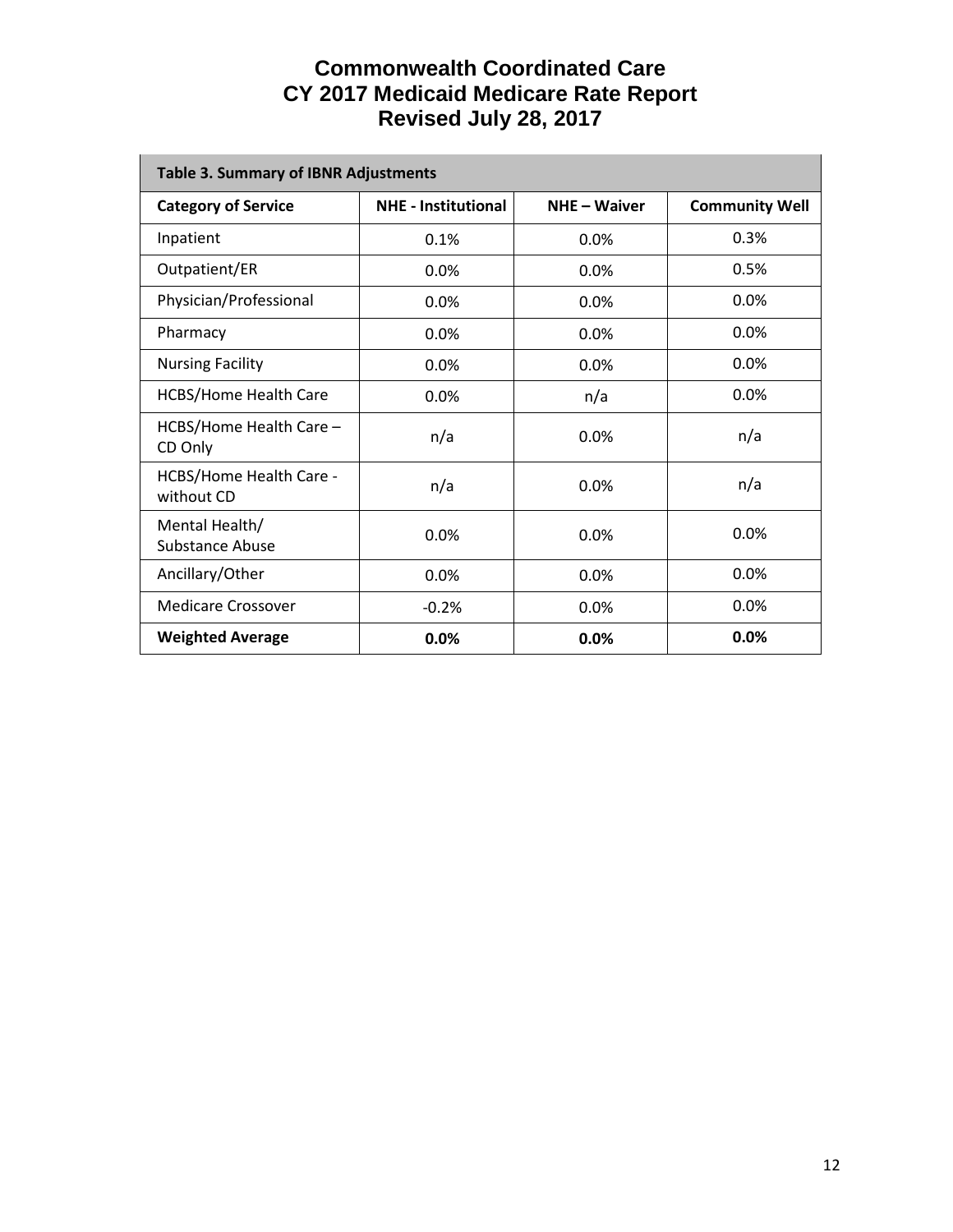# Commonwealth Coordinated Care
## CY 2017 Medicaid Medicare Rate Report
## Revised July 28, 2017

| Table 3. Summary of IBNR Adjustments | | | |
|---|---|---|---|
| **Category of Service** | **NHE - Institutional** | **NHE – Waiver** | **Community Well** |
| Inpatient | 0.1% | 0.0% | 0.3% |
| Outpatient/ER | 0.0% | 0.0% | 0.5% |
| Physician/Professional | 0.0% | 0.0% | 0.0% |
| Pharmacy | 0.0% | 0.0% | 0.0% |
| Nursing Facility | 0.0% | 0.0% | 0.0% |
| HCBS/Home Health Care | 0.0% | n/a | 0.0% |
| HCBS/Home Health Care – CD Only | n/a | 0.0% | n/a |
| HCBS/Home Health Care - without CD | n/a | 0.0% | n/a |
| Mental Health/ Substance Abuse | 0.0% | 0.0% | 0.0% |
| Ancillary/Other | 0.0% | 0.0% | 0.0% |
| Medicare Crossover | -0.2% | 0.0% | 0.0% |
| **Weighted Average** | **0.0%** | **0.0%** | **0.0%** |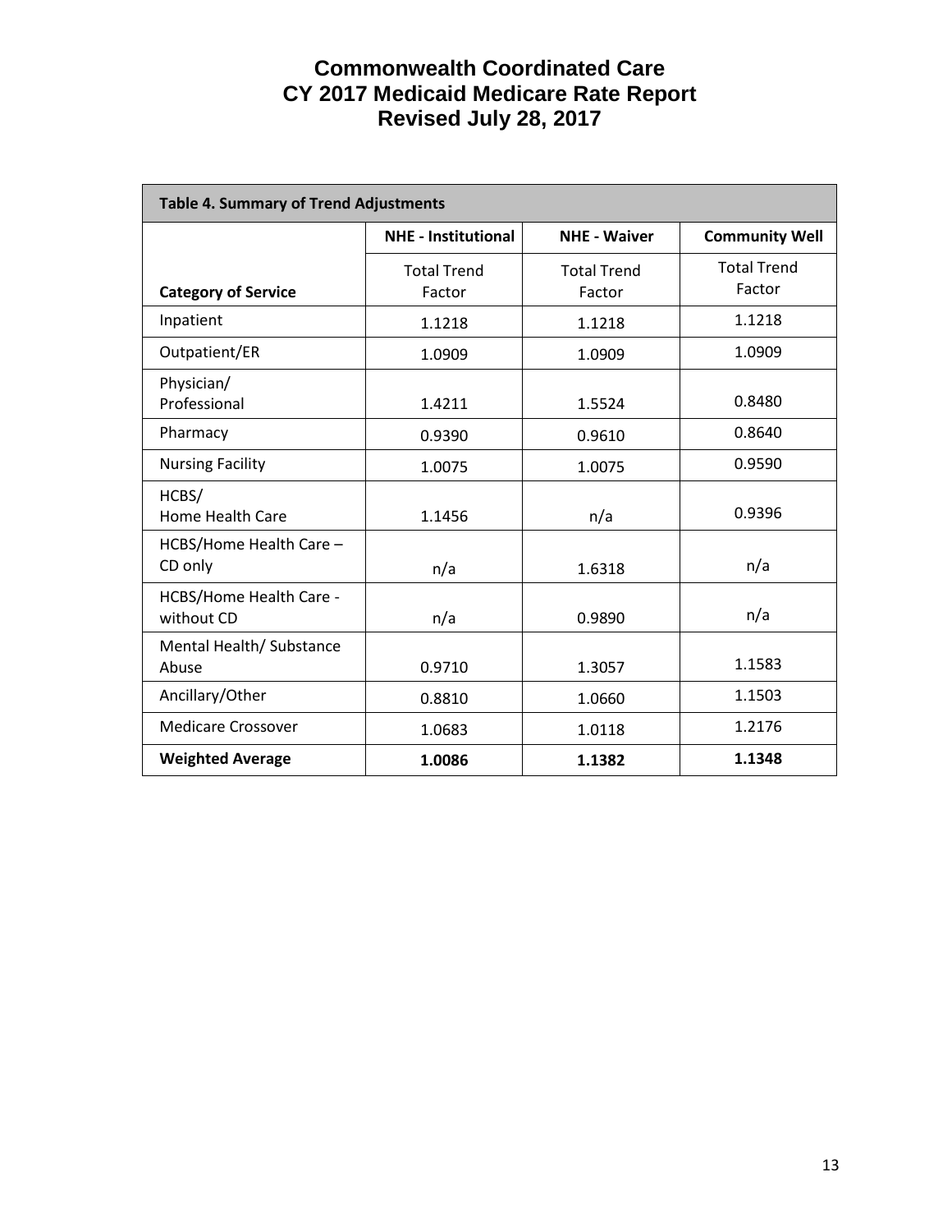# Commonwealth Coordinated Care
# CY 2017 Medicaid Medicare Rate Report
# Revised July 28, 2017

**Table 4. Summary of Trend Adjustments**

| | NHE - Institutional | NHE - Waiver | Community Well |
|---|---|---|---|
| **Category of Service** | Total Trend Factor | Total Trend Factor | Total Trend Factor |
| Inpatient | 1.1218 | 1.1218 | 1.1218 |
| Outpatient/ER | 1.0909 | 1.0909 | 1.0909 |
| Physician/ Professional | 1.4211 | 1.5524 | 0.8480 |
| Pharmacy | 0.9390 | 0.9610 | 0.8640 |
| Nursing Facility | 1.0075 | 1.0075 | 0.9590 |
| HCBS/ Home Health Care | 1.1456 | n/a | 0.9396 |
| HCBS/Home Health Care – CD only | n/a | 1.6318 | n/a |
| HCBS/Home Health Care - without CD | n/a | 0.9890 | n/a |
| Mental Health/ Substance Abuse | 0.9710 | 1.3057 | 1.1583 |
| Ancillary/Other | 0.8810 | 1.0660 | 1.1503 |
| Medicare Crossover | 1.0683 | 1.0118 | 1.2176 |
| **Weighted Average** | **1.0086** | **1.1382** | **1.1348** |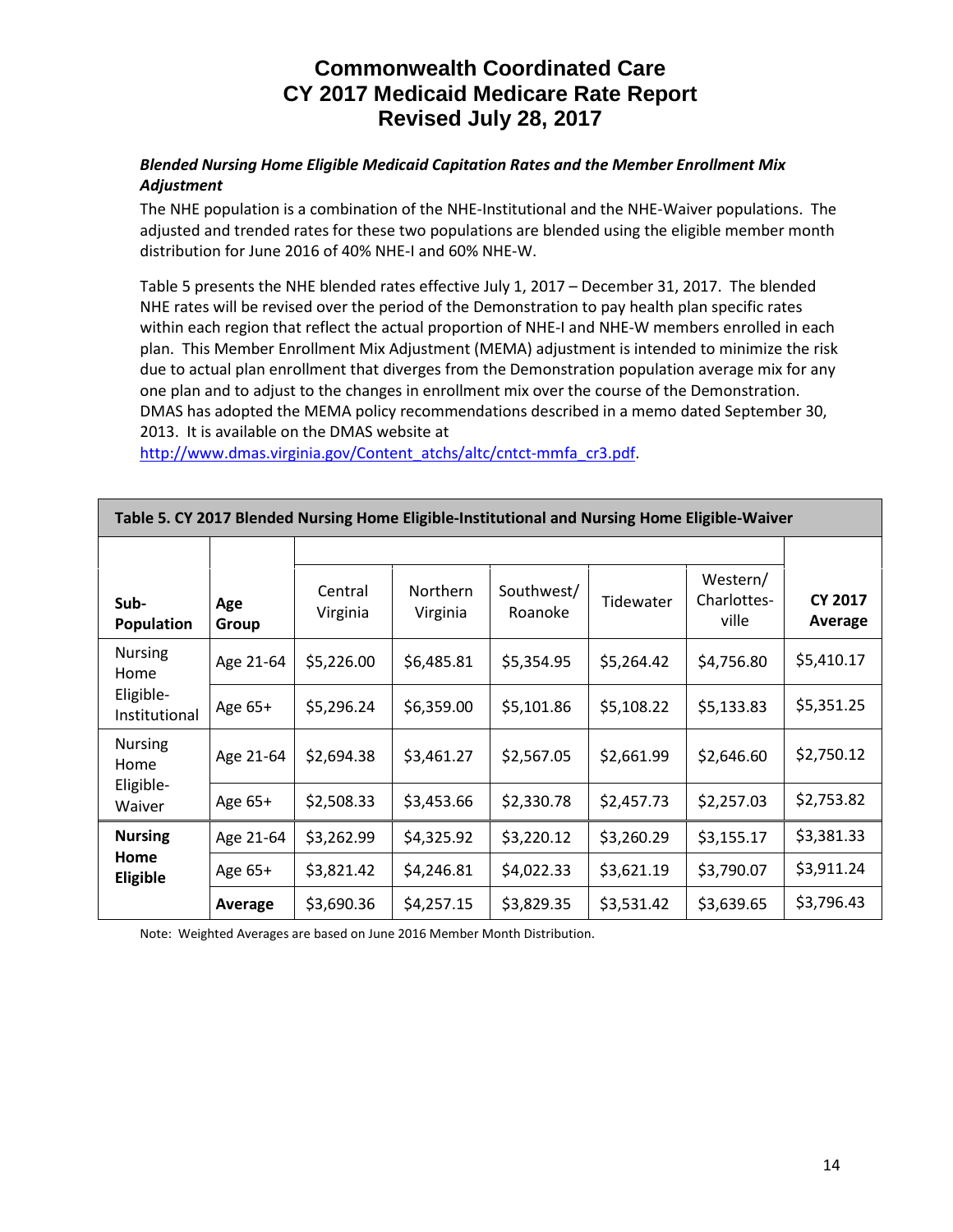# Commonwealth Coordinated Care
# CY 2017 Medicaid Medicare Rate Report
# Revised July 28, 2017

***Blended Nursing Home Eligible Medicaid Capitation Rates and the Member Enrollment Mix Adjustment***

The NHE population is a combination of the NHE-Institutional and the NHE-Waiver populations. The adjusted and trended rates for these two populations are blended using the eligible member month distribution for June 2016 of 40% NHE-I and 60% NHE-W.

Table 5 presents the NHE blended rates effective July 1, 2017 – December 31, 2017. The blended NHE rates will be revised over the period of the Demonstration to pay health plan specific rates within each region that reflect the actual proportion of NHE-I and NHE-W members enrolled in each plan. This Member Enrollment Mix Adjustment (MEMA) adjustment is intended to minimize the risk due to actual plan enrollment that diverges from the Demonstration population average mix for any one plan and to adjust to the changes in enrollment mix over the course of the Demonstration. DMAS has adopted the MEMA policy recommendations described in a memo dated September 30, 2013. It is available on the DMAS website at http://www.dmas.virginia.gov/Content_atchs/altc/cntct-mmfa_cr3.pdf.

**Table 5. CY 2017 Blended Nursing Home Eligible-Institutional and Nursing Home Eligible-Waiver**

| Sub-Population | Age Group | Central Virginia | Northern Virginia | Southwest/ Roanoke | Tidewater | Western/ Charlottes-ville | CY 2017 Average |
|---|---|---|---|---|---|---|---|
| Nursing Home Eligible-Institutional | Age 21-64 | $5,226.00 | $6,485.81 | $5,354.95 | $5,264.42 | $4,756.80 | $5,410.17 |
| | Age 65+ | $5,296.24 | $6,359.00 | $5,101.86 | $5,108.22 | $5,133.83 | $5,351.25 |
| Nursing Home Eligible-Waiver | Age 21-64 | $2,694.38 | $3,461.27 | $2,567.05 | $2,661.99 | $2,646.60 | $2,750.12 |
| | Age 65+ | $2,508.33 | $3,453.66 | $2,330.78 | $2,457.73 | $2,257.03 | $2,753.82 |
| **Nursing Home Eligible** | Age 21-64 | $3,262.99 | $4,325.92 | $3,220.12 | $3,260.29 | $3,155.17 | $3,381.33 |
| | Age 65+ | $3,821.42 | $4,246.81 | $4,022.33 | $3,621.19 | $3,790.07 | $3,911.24 |
| | **Average** | $3,690.36 | $4,257.15 | $3,829.35 | $3,531.42 | $3,639.65 | $3,796.43 |

Note: Weighted Averages are based on June 2016 Member Month Distribution.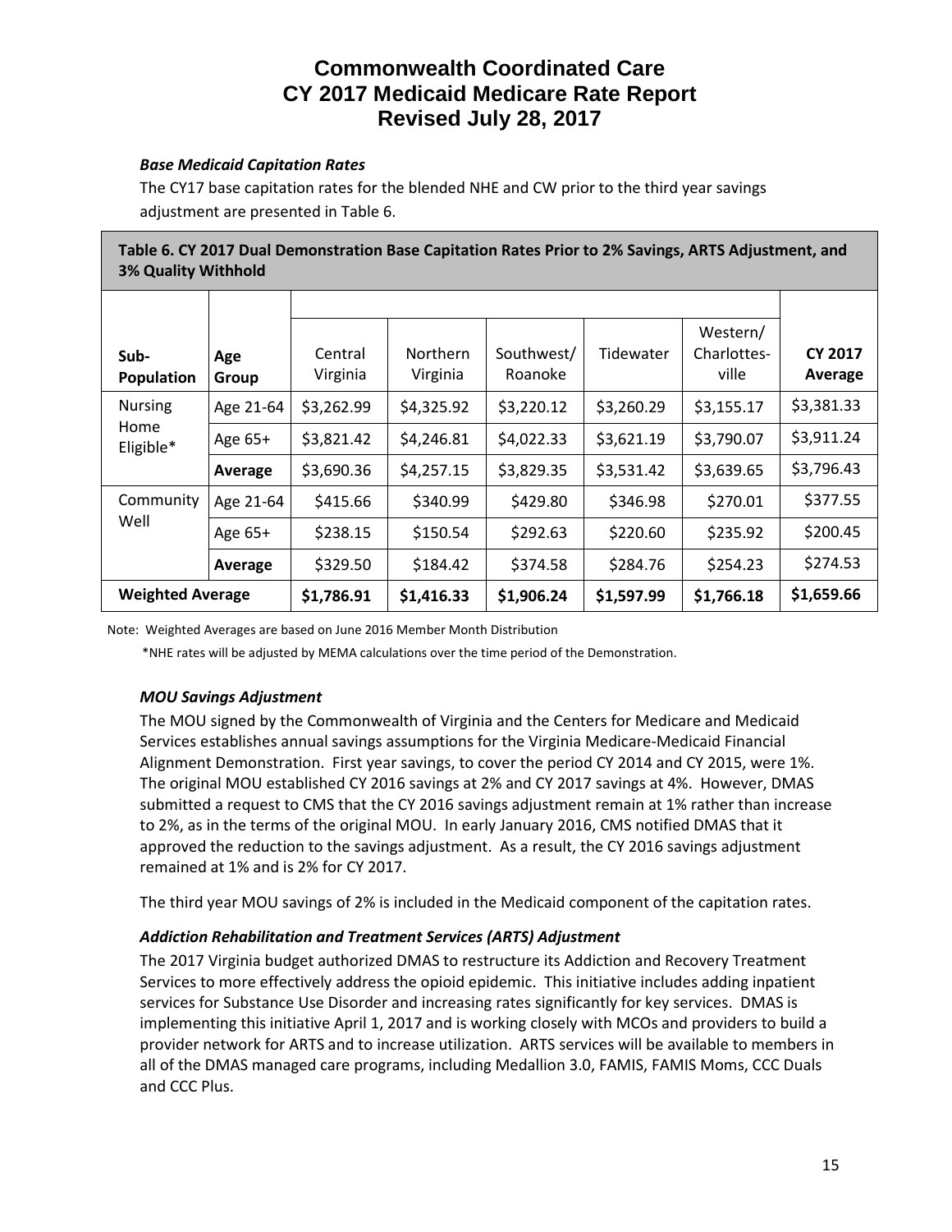# Commonwealth Coordinated Care
# CY 2017 Medicaid Medicare Rate Report
# Revised July 28, 2017

### *Base Medicaid Capitation Rates*

The CY17 base capitation rates for the blended NHE and CW prior to the third year savings adjustment are presented in Table 6.

**Table 6. CY 2017 Dual Demonstration Base Capitation Rates Prior to 2% Savings, ARTS Adjustment, and 3% Quality Withhold**

| Sub-Population | Age Group | Central Virginia | Northern Virginia | Southwest/ Roanoke | Tidewater | Western/ Charlottes-ville | CY 2017 Average |
|---|---|---|---|---|---|---|---|
| Nursing Home Eligible* | Age 21-64 | $3,262.99 | $4,325.92 | $3,220.12 | $3,260.29 | $3,155.17 | $3,381.33 |
| | Age 65+ | $3,821.42 | $4,246.81 | $4,022.33 | $3,621.19 | $3,790.07 | $3,911.24 |
| | **Average** | $3,690.36 | $4,257.15 | $3,829.35 | $3,531.42 | $3,639.65 | $3,796.43 |
| Community Well | Age 21-64 | $415.66 | $340.99 | $429.80 | $346.98 | $270.01 | $377.55 |
| | Age 65+ | $238.15 | $150.54 | $292.63 | $220.60 | $235.92 | $200.45 |
| | **Average** | $329.50 | $184.42 | $374.58 | $284.76 | $254.23 | $274.53 |
| **Weighted Average** | | **$1,786.91** | **$1,416.33** | **$1,906.24** | **$1,597.99** | **$1,766.18** | **$1,659.66** |

Note: Weighted Averages are based on June 2016 Member Month Distribution

\*NHE rates will be adjusted by MEMA calculations over the time period of the Demonstration.

### *MOU Savings Adjustment*

The MOU signed by the Commonwealth of Virginia and the Centers for Medicare and Medicaid Services establishes annual savings assumptions for the Virginia Medicare-Medicaid Financial Alignment Demonstration. First year savings, to cover the period CY 2014 and CY 2015, were 1%. The original MOU established CY 2016 savings at 2% and CY 2017 savings at 4%. However, DMAS submitted a request to CMS that the CY 2016 savings adjustment remain at 1% rather than increase to 2%, as in the terms of the original MOU. In early January 2016, CMS notified DMAS that it approved the reduction to the savings adjustment. As a result, the CY 2016 savings adjustment remained at 1% and is 2% for CY 2017.

The third year MOU savings of 2% is included in the Medicaid component of the capitation rates.

### *Addiction Rehabilitation and Treatment Services (ARTS) Adjustment*

The 2017 Virginia budget authorized DMAS to restructure its Addiction and Recovery Treatment Services to more effectively address the opioid epidemic. This initiative includes adding inpatient services for Substance Use Disorder and increasing rates significantly for key services. DMAS is implementing this initiative April 1, 2017 and is working closely with MCOs and providers to build a provider network for ARTS and to increase utilization. ARTS services will be available to members in all of the DMAS managed care programs, including Medallion 3.0, FAMIS, FAMIS Moms, CCC Duals and CCC Plus.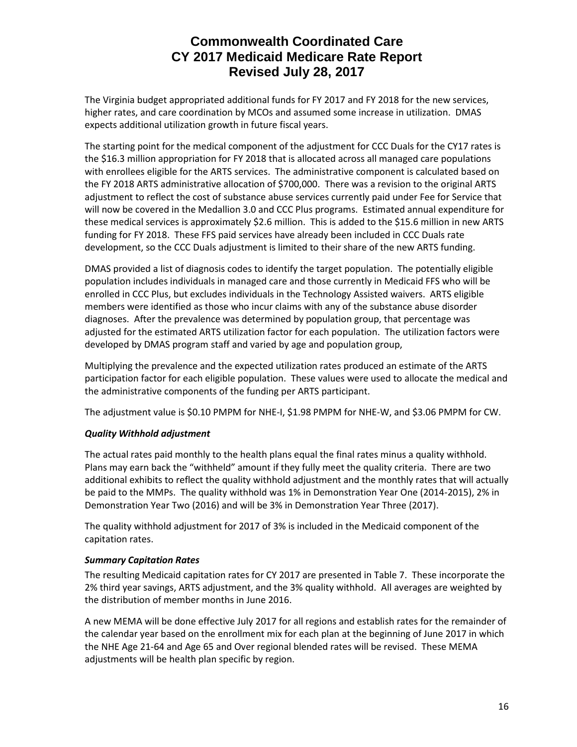The Virginia budget appropriated additional funds for FY 2017 and FY 2018 for the new services, higher rates, and care coordination by MCOs and assumed some increase in utilization. DMAS expects additional utilization growth in future fiscal years.

The starting point for the medical component of the adjustment for CCC Duals for the CY17 rates is the $16.3 million appropriation for FY 2018 that is allocated across all managed care populations with enrollees eligible for the ARTS services. The administrative component is calculated based on the FY 2018 ARTS administrative allocation of $700,000. There was a revision to the original ARTS adjustment to reflect the cost of substance abuse services currently paid under Fee for Service that will now be covered in the Medallion 3.0 and CCC Plus programs. Estimated annual expenditure for these medical services is approximately $2.6 million. This is added to the $15.6 million in new ARTS funding for FY 2018. These FFS paid services have already been included in CCC Duals rate development, so the CCC Duals adjustment is limited to their share of the new ARTS funding.

DMAS provided a list of diagnosis codes to identify the target population. The potentially eligible population includes individuals in managed care and those currently in Medicaid FFS who will be enrolled in CCC Plus, but excludes individuals in the Technology Assisted waivers. ARTS eligible members were identified as those who incur claims with any of the substance abuse disorder diagnoses. After the prevalence was determined by population group, that percentage was adjusted for the estimated ARTS utilization factor for each population. The utilization factors were developed by DMAS program staff and varied by age and population group,

Multiplying the prevalence and the expected utilization rates produced an estimate of the ARTS participation factor for each eligible population. These values were used to allocate the medical and the administrative components of the funding per ARTS participant.

The adjustment value is $0.10 PMPM for NHE-I, $1.98 PMPM for NHE-W, and $3.06 PMPM for CW.

***Quality Withhold adjustment***

The actual rates paid monthly to the health plans equal the final rates minus a quality withhold. Plans may earn back the "withheld" amount if they fully meet the quality criteria. There are two additional exhibits to reflect the quality withhold adjustment and the monthly rates that will actually be paid to the MMPs. The quality withhold was 1% in Demonstration Year One (2014-2015), 2% in Demonstration Year Two (2016) and will be 3% in Demonstration Year Three (2017).

The quality withhold adjustment for 2017 of 3% is included in the Medicaid component of the capitation rates.

***Summary Capitation Rates***

The resulting Medicaid capitation rates for CY 2017 are presented in Table 7. These incorporate the 2% third year savings, ARTS adjustment, and the 3% quality withhold. All averages are weighted by the distribution of member months in June 2016.

A new MEMA will be done effective July 2017 for all regions and establish rates for the remainder of the calendar year based on the enrollment mix for each plan at the beginning of June 2017 in which the NHE Age 21-64 and Age 65 and Over regional blended rates will be revised. These MEMA adjustments will be health plan specific by region.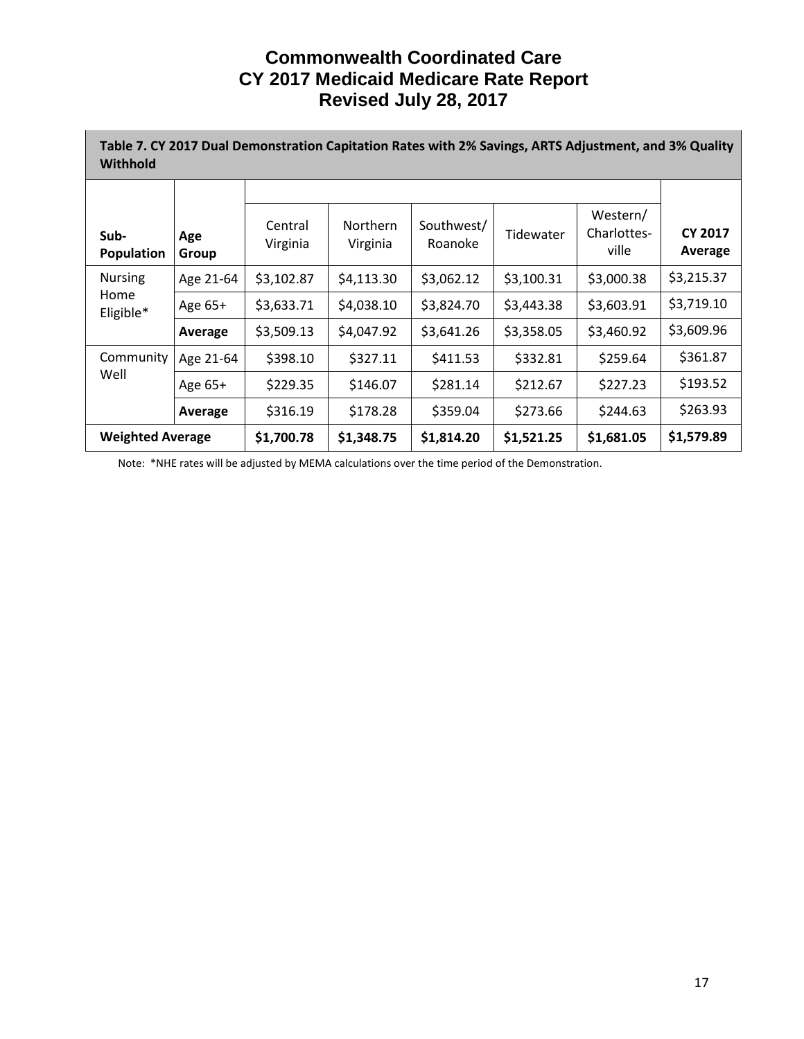# Commonwealth Coordinated Care
# CY 2017 Medicaid Medicare Rate Report
# Revised July 28, 2017

**Table 7. CY 2017 Dual Demonstration Capitation Rates with 2% Savings, ARTS Adjustment, and 3% Quality Withhold**

| Sub-Population | Age Group | Central Virginia | Northern Virginia | Southwest/ Roanoke | Tidewater | Western/ Charlottes-ville | CY 2017 Average |
|---|---|---|---|---|---|---|---|
| Nursing Home Eligible* | Age 21-64 | $3,102.87 | $4,113.30 | $3,062.12 | $3,100.31 | $3,000.38 | $3,215.37 |
| | Age 65+ | $3,633.71 | $4,038.10 | $3,824.70 | $3,443.38 | $3,603.91 | $3,719.10 |
| | **Average** | $3,509.13 | $4,047.92 | $3,641.26 | $3,358.05 | $3,460.92 | $3,609.96 |
| Community Well | Age 21-64 | $398.10 | $327.11 | $411.53 | $332.81 | $259.64 | $361.87 |
| | Age 65+ | $229.35 | $146.07 | $281.14 | $212.67 | $227.23 | $193.52 |
| | **Average** | $316.19 | $178.28 | $359.04 | $273.66 | $244.63 | $263.93 |
| **Weighted Average** | | **$1,700.78** | **$1,348.75** | **$1,814.20** | **$1,521.25** | **$1,681.05** | **$1,579.89** |

Note: *NHE rates will be adjusted by MEMA calculations over the time period of the Demonstration.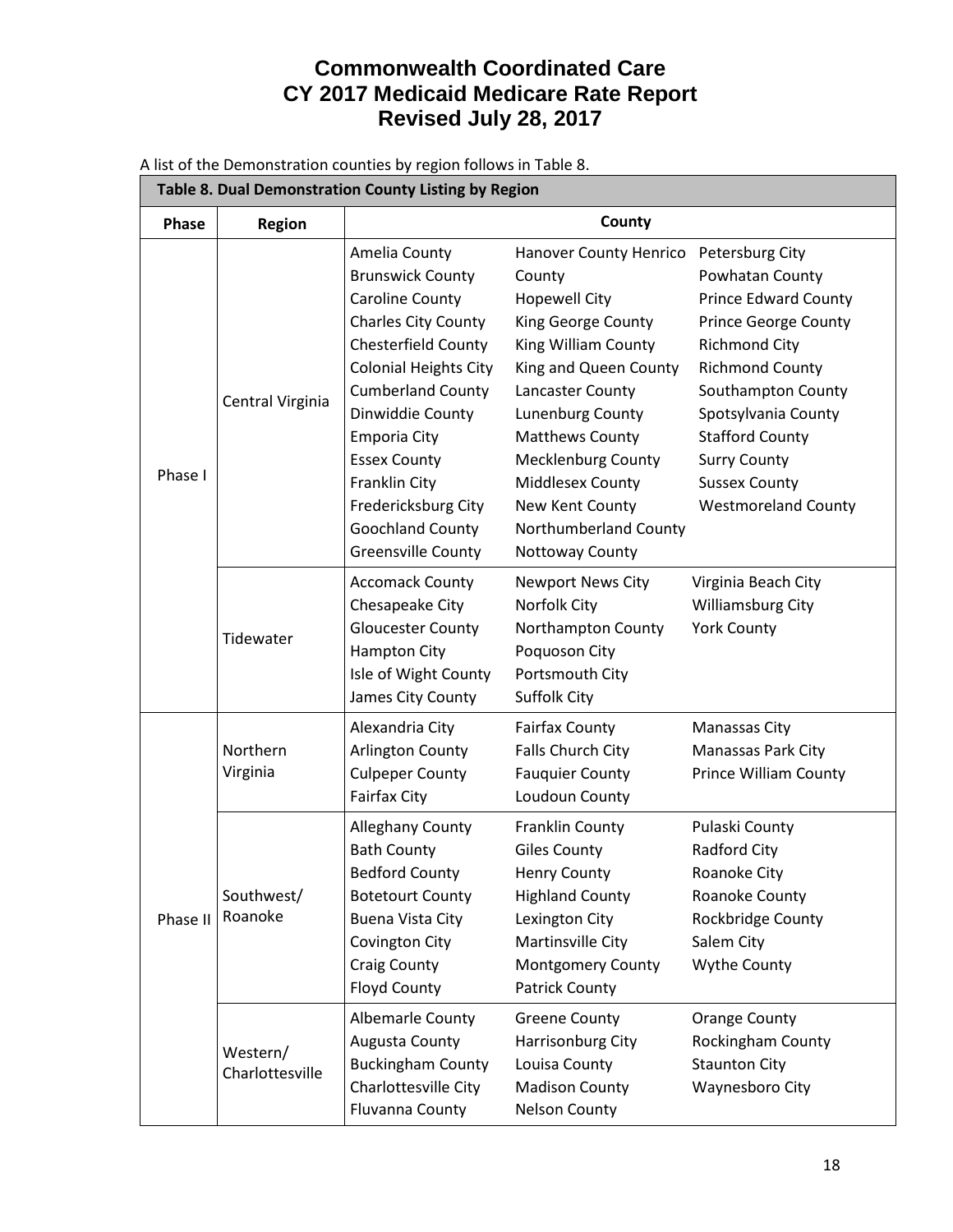# Commonwealth Coordinated Care
# CY 2017 Medicaid Medicare Rate Report
# Revised July 28, 2017

A list of the Demonstration counties by region follows in Table 8.

**Table 8. Dual Demonstration County Listing by Region**

| Phase | Region | County | | |
|---|---|---|---|---|
| Phase I | Central Virginia | Amelia County<br>Brunswick County<br>Caroline County<br>Charles City County<br>Chesterfield County<br>Colonial Heights City<br>Cumberland County<br>Dinwiddie County<br>Emporia City<br>Essex County<br>Franklin City<br>Fredericksburg City<br>Goochland County<br>Greensville County | Hanover County Henrico County<br>Hopewell City<br>King George County<br>King William County<br>King and Queen County<br>Lancaster County<br>Lunenburg County<br>Matthews County<br>Mecklenburg County<br>Middlesex County<br>New Kent County<br>Northumberland County<br>Nottoway County | Petersburg City<br>Powhatan County<br>Prince Edward County<br>Prince George County<br>Richmond City<br>Richmond County<br>Southampton County<br>Spotsylvania County<br>Stafford County<br>Surry County<br>Sussex County<br>Westmoreland County |
| | Tidewater | Accomack County<br>Chesapeake City<br>Gloucester County<br>Hampton City<br>Isle of Wight County<br>James City County | Newport News City<br>Norfolk City<br>Northampton County<br>Poquoson City<br>Portsmouth City<br>Suffolk City | Virginia Beach City<br>Williamsburg City<br>York County |
| Phase II | Northern Virginia | Alexandria City<br>Arlington County<br>Culpeper County<br>Fairfax City | Fairfax County<br>Falls Church City<br>Fauquier County<br>Loudoun County | Manassas City<br>Manassas Park City<br>Prince William County |
| | Southwest/ Roanoke | Alleghany County<br>Bath County<br>Bedford County<br>Botetourt County<br>Buena Vista City<br>Covington City<br>Craig County<br>Floyd County | Franklin County<br>Giles County<br>Henry County<br>Highland County<br>Lexington City<br>Martinsville City<br>Montgomery County<br>Patrick County | Pulaski County<br>Radford City<br>Roanoke City<br>Roanoke County<br>Rockbridge County<br>Salem City<br>Wythe County |
| | Western/ Charlottesville | Albemarle County<br>Augusta County<br>Buckingham County<br>Charlottesville City<br>Fluvanna County | Greene County<br>Harrisonburg City<br>Louisa County<br>Madison County<br>Nelson County | Orange County<br>Rockingham County<br>Staunton City<br>Waynesboro City |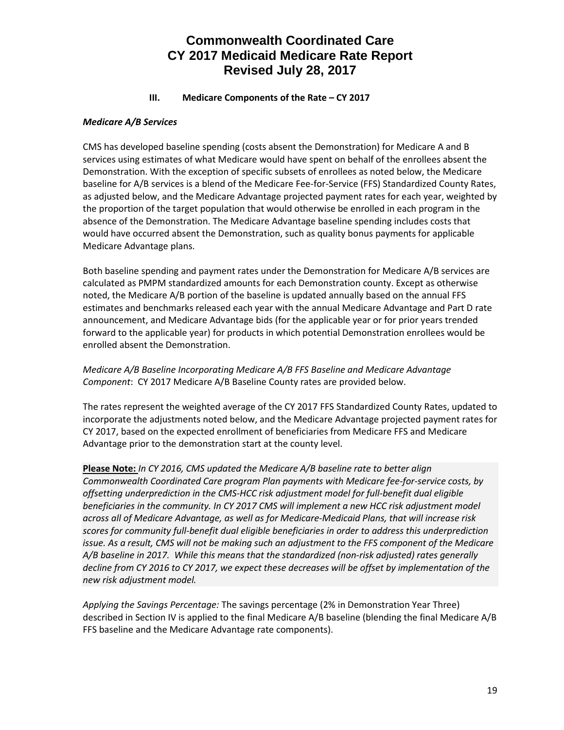# Commonwealth Coordinated Care
# CY 2017 Medicaid Medicare Rate Report
# Revised July 28, 2017

## III. Medicare Components of the Rate – CY 2017

### *Medicare A/B Services*

CMS has developed baseline spending (costs absent the Demonstration) for Medicare A and B services using estimates of what Medicare would have spent on behalf of the enrollees absent the Demonstration. With the exception of specific subsets of enrollees as noted below, the Medicare baseline for A/B services is a blend of the Medicare Fee-for-Service (FFS) Standardized County Rates, as adjusted below, and the Medicare Advantage projected payment rates for each year, weighted by the proportion of the target population that would otherwise be enrolled in each program in the absence of the Demonstration. The Medicare Advantage baseline spending includes costs that would have occurred absent the Demonstration, such as quality bonus payments for applicable Medicare Advantage plans.

Both baseline spending and payment rates under the Demonstration for Medicare A/B services are calculated as PMPM standardized amounts for each Demonstration county. Except as otherwise noted, the Medicare A/B portion of the baseline is updated annually based on the annual FFS estimates and benchmarks released each year with the annual Medicare Advantage and Part D rate announcement, and Medicare Advantage bids (for the applicable year or for prior years trended forward to the applicable year) for products in which potential Demonstration enrollees would be enrolled absent the Demonstration.

*Medicare A/B Baseline Incorporating Medicare A/B FFS Baseline and Medicare Advantage Component*: CY 2017 Medicare A/B Baseline County rates are provided below.

The rates represent the weighted average of the CY 2017 FFS Standardized County Rates, updated to incorporate the adjustments noted below, and the Medicare Advantage projected payment rates for CY 2017, based on the expected enrollment of beneficiaries from Medicare FFS and Medicare Advantage prior to the demonstration start at the county level.

**Please Note:** *In CY 2016, CMS updated the Medicare A/B baseline rate to better align Commonwealth Coordinated Care program Plan payments with Medicare fee-for-service costs, by offsetting underprediction in the CMS-HCC risk adjustment model for full-benefit dual eligible beneficiaries in the community. In CY 2017 CMS will implement a new HCC risk adjustment model across all of Medicare Advantage, as well as for Medicare-Medicaid Plans, that will increase risk scores for community full-benefit dual eligible beneficiaries in order to address this underprediction issue. As a result, CMS will not be making such an adjustment to the FFS component of the Medicare A/B baseline in 2017. While this means that the standardized (non-risk adjusted) rates generally decline from CY 2016 to CY 2017, we expect these decreases will be offset by implementation of the new risk adjustment model.*

*Applying the Savings Percentage:* The savings percentage (2% in Demonstration Year Three) described in Section IV is applied to the final Medicare A/B baseline (blending the final Medicare A/B FFS baseline and the Medicare Advantage rate components).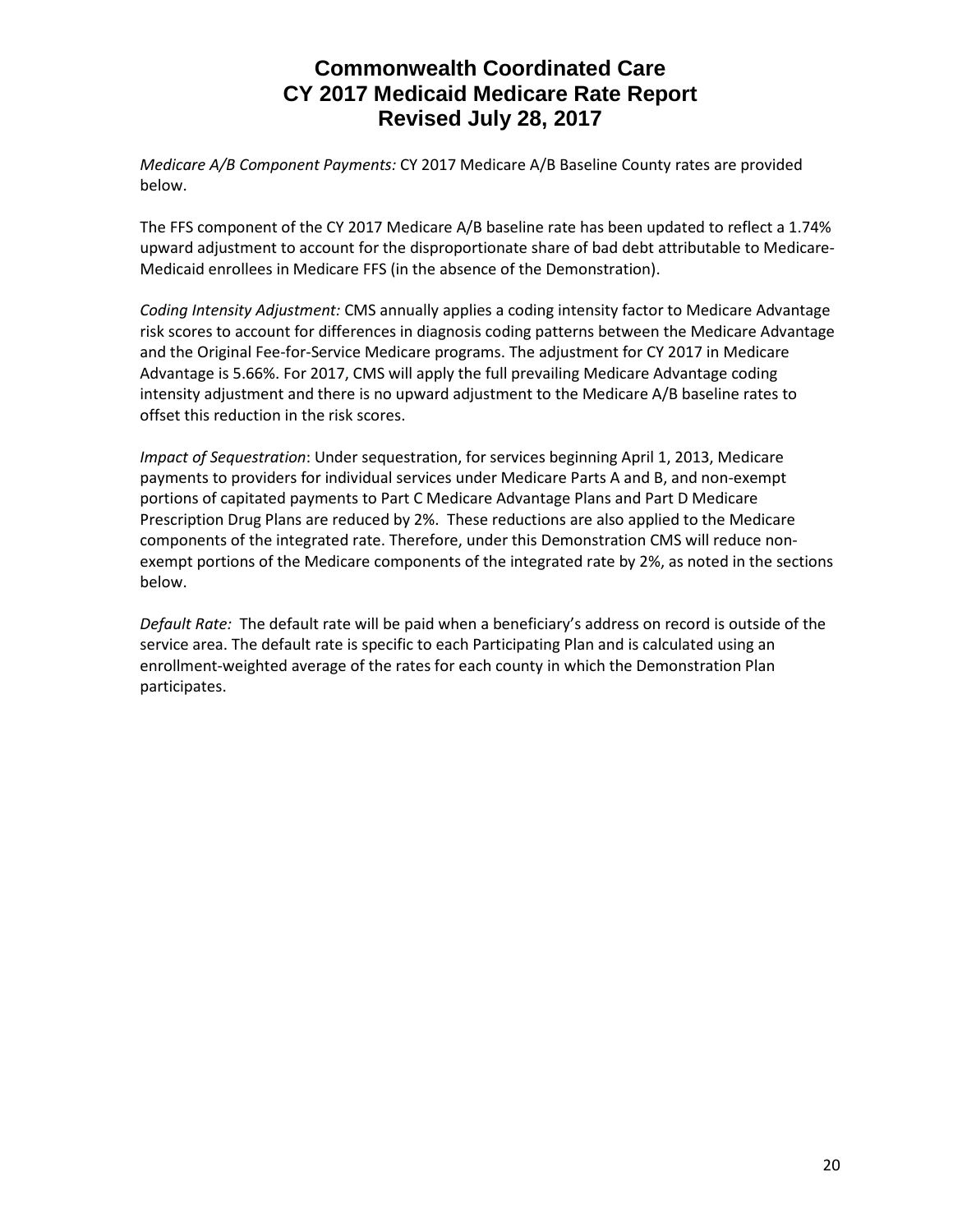*Medicare A/B Component Payments:* CY 2017 Medicare A/B Baseline County rates are provided below.

The FFS component of the CY 2017 Medicare A/B baseline rate has been updated to reflect a 1.74% upward adjustment to account for the disproportionate share of bad debt attributable to Medicare-Medicaid enrollees in Medicare FFS (in the absence of the Demonstration).

*Coding Intensity Adjustment:* CMS annually applies a coding intensity factor to Medicare Advantage risk scores to account for differences in diagnosis coding patterns between the Medicare Advantage and the Original Fee-for-Service Medicare programs. The adjustment for CY 2017 in Medicare Advantage is 5.66%. For 2017, CMS will apply the full prevailing Medicare Advantage coding intensity adjustment and there is no upward adjustment to the Medicare A/B baseline rates to offset this reduction in the risk scores.

*Impact of Sequestration*: Under sequestration, for services beginning April 1, 2013, Medicare payments to providers for individual services under Medicare Parts A and B, and non-exempt portions of capitated payments to Part C Medicare Advantage Plans and Part D Medicare Prescription Drug Plans are reduced by 2%. These reductions are also applied to the Medicare components of the integrated rate. Therefore, under this Demonstration CMS will reduce non-exempt portions of the Medicare components of the integrated rate by 2%, as noted in the sections below.

*Default Rate:* The default rate will be paid when a beneficiary's address on record is outside of the service area. The default rate is specific to each Participating Plan and is calculated using an enrollment-weighted average of the rates for each county in which the Demonstration Plan participates.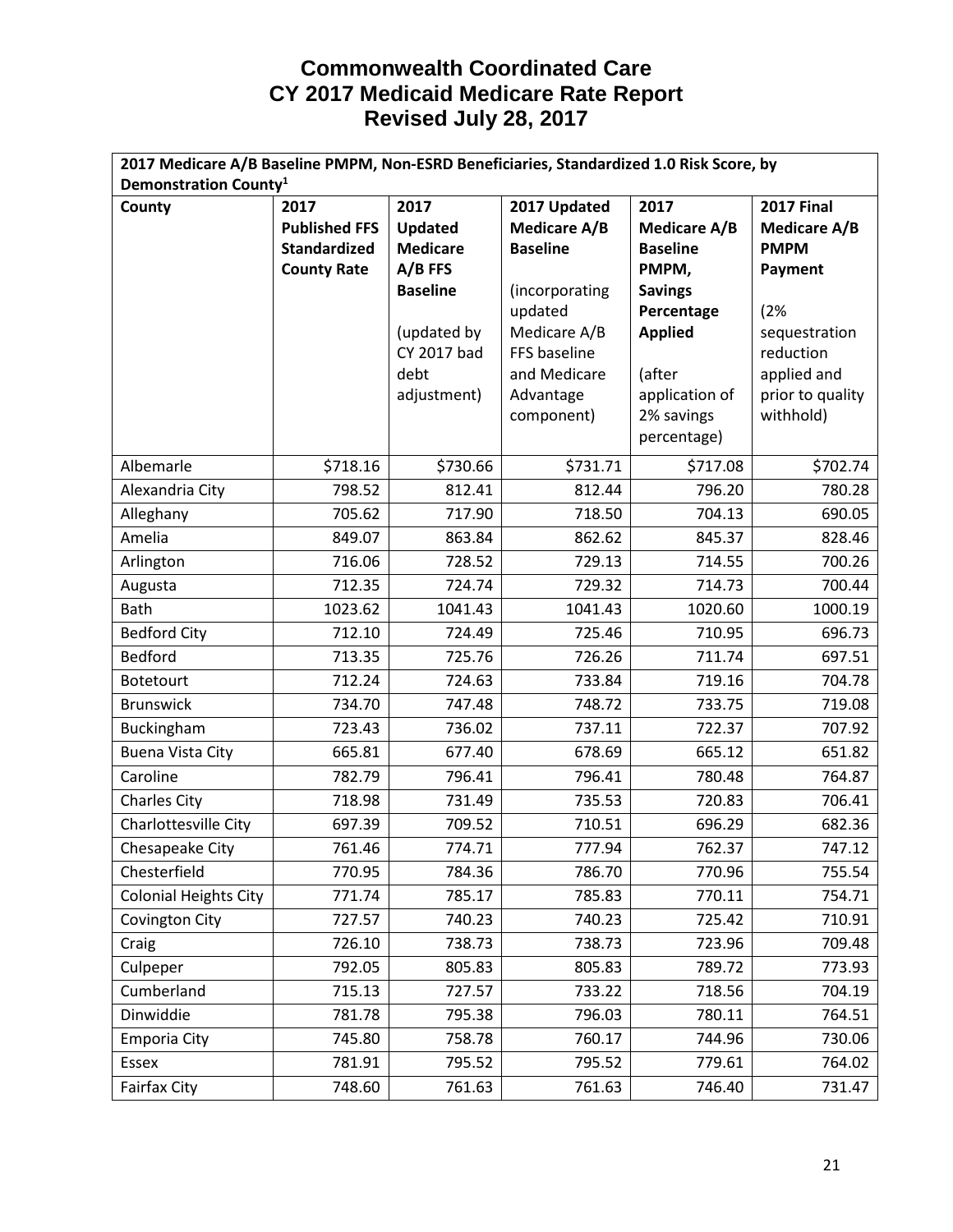# Commonwealth Coordinated Care
# CY 2017 Medicaid Medicare Rate Report
# Revised July 28, 2017

| 2017 Medicare A/B Baseline PMPM, Non-ESRD Beneficiaries, Standardized 1.0 Risk Score, by Demonstration County[1] | | | | | |
|---|---|---|---|---|---|
| **County** | **2017 Published FFS Standardized County Rate** | **2017 Updated Medicare A/B FFS Baseline** (updated by CY 2017 bad debt adjustment) | **2017 Updated Medicare A/B Baseline** (incorporating updated Medicare A/B FFS baseline and Medicare Advantage component) | **2017 Medicare A/B Baseline PMPM, Savings Percentage Applied** (after application of 2% savings percentage) | **2017 Final Medicare A/B PMPM Payment** (2% sequestration reduction applied and prior to quality withhold) |
| Albemarle | $718.16 | $730.66 | $731.71 | $717.08 | $702.74 |
| Alexandria City | 798.52 | 812.41 | 812.44 | 796.20 | 780.28 |
| Alleghany | 705.62 | 717.90 | 718.50 | 704.13 | 690.05 |
| Amelia | 849.07 | 863.84 | 862.62 | 845.37 | 828.46 |
| Arlington | 716.06 | 728.52 | 729.13 | 714.55 | 700.26 |
| Augusta | 712.35 | 724.74 | 729.32 | 714.73 | 700.44 |
| Bath | 1023.62 | 1041.43 | 1041.43 | 1020.60 | 1000.19 |
| Bedford City | 712.10 | 724.49 | 725.46 | 710.95 | 696.73 |
| Bedford | 713.35 | 725.76 | 726.26 | 711.74 | 697.51 |
| Botetourt | 712.24 | 724.63 | 733.84 | 719.16 | 704.78 |
| Brunswick | 734.70 | 747.48 | 748.72 | 733.75 | 719.08 |
| Buckingham | 723.43 | 736.02 | 737.11 | 722.37 | 707.92 |
| Buena Vista City | 665.81 | 677.40 | 678.69 | 665.12 | 651.82 |
| Caroline | 782.79 | 796.41 | 796.41 | 780.48 | 764.87 |
| Charles City | 718.98 | 731.49 | 735.53 | 720.83 | 706.41 |
| Charlottesville City | 697.39 | 709.52 | 710.51 | 696.29 | 682.36 |
| Chesapeake City | 761.46 | 774.71 | 777.94 | 762.37 | 747.12 |
| Chesterfield | 770.95 | 784.36 | 786.70 | 770.96 | 755.54 |
| Colonial Heights City | 771.74 | 785.17 | 785.83 | 770.11 | 754.71 |
| Covington City | 727.57 | 740.23 | 740.23 | 725.42 | 710.91 |
| Craig | 726.10 | 738.73 | 738.73 | 723.96 | 709.48 |
| Culpeper | 792.05 | 805.83 | 805.83 | 789.72 | 773.93 |
| Cumberland | 715.13 | 727.57 | 733.22 | 718.56 | 704.19 |
| Dinwiddie | 781.78 | 795.38 | 796.03 | 780.11 | 764.51 |
| Emporia City | 745.80 | 758.78 | 760.17 | 744.96 | 730.06 |
| Essex | 781.91 | 795.52 | 795.52 | 779.61 | 764.02 |
| Fairfax City | 748.60 | 761.63 | 761.63 | 746.40 | 731.47 |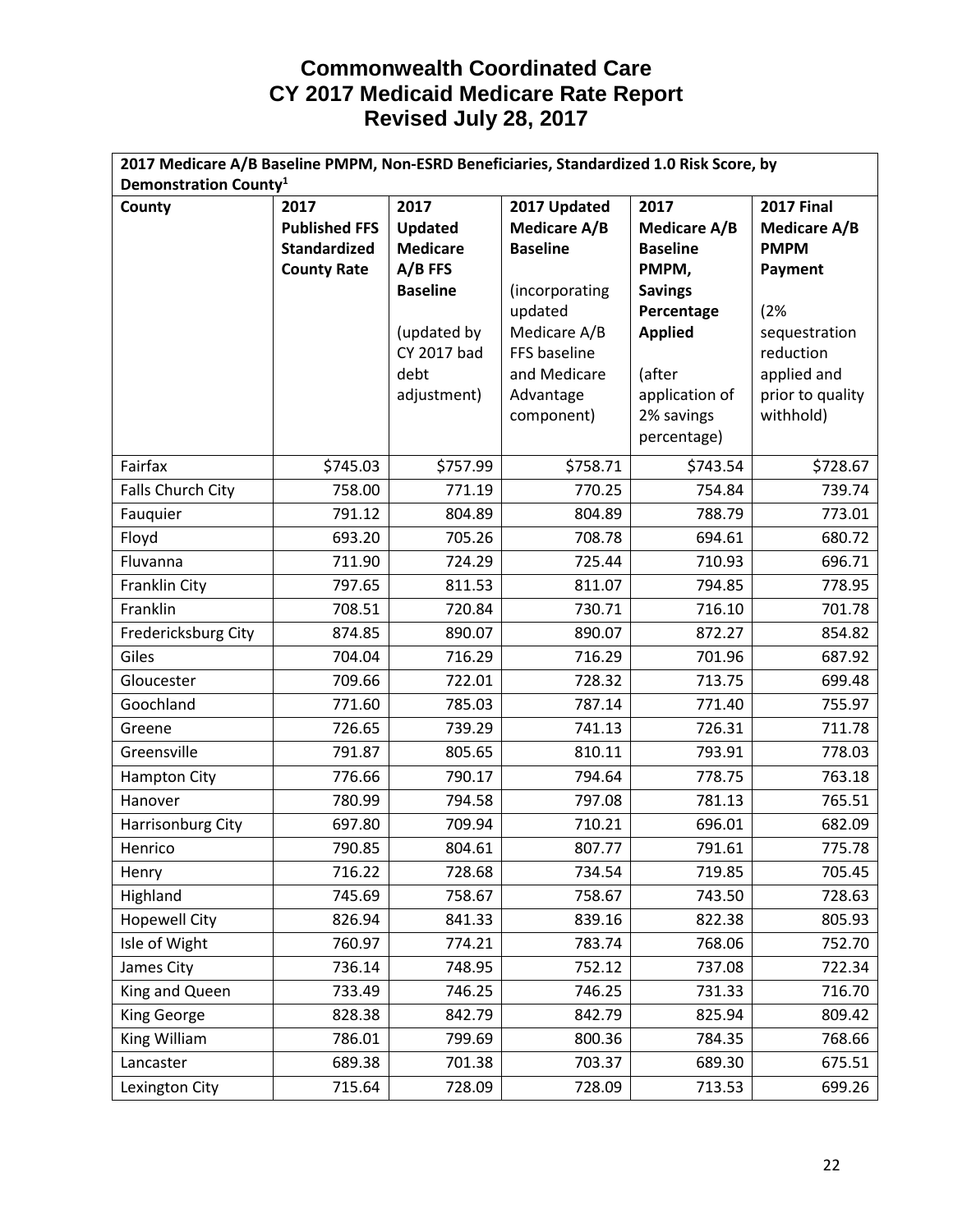# Commonwealth Coordinated Care
# CY 2017 Medicaid Medicare Rate Report
# Revised July 28, 2017

| 2017 Medicare A/B Baseline PMPM, Non-ESRD Beneficiaries, Standardized 1.0 Risk Score, by Demonstration County[1] | | | | | |
|---|---|---|---|---|---|
| **County** | **2017 Published FFS Standardized County Rate** | **2017 Updated Medicare A/B FFS Baseline** (updated by CY 2017 bad debt adjustment) | **2017 Updated Medicare A/B Baseline** (incorporating updated Medicare A/B FFS baseline and Medicare Advantage component) | **2017 Medicare A/B Baseline PMPM, Savings Percentage Applied** (after application of 2% savings percentage) | **2017 Final Medicare A/B PMPM Payment** (2% sequestration reduction applied and prior to quality withhold) |
| Fairfax | $745.03 | $757.99 | $758.71 | $743.54 | $728.67 |
| Falls Church City | 758.00 | 771.19 | 770.25 | 754.84 | 739.74 |
| Fauquier | 791.12 | 804.89 | 804.89 | 788.79 | 773.01 |
| Floyd | 693.20 | 705.26 | 708.78 | 694.61 | 680.72 |
| Fluvanna | 711.90 | 724.29 | 725.44 | 710.93 | 696.71 |
| Franklin City | 797.65 | 811.53 | 811.07 | 794.85 | 778.95 |
| Franklin | 708.51 | 720.84 | 730.71 | 716.10 | 701.78 |
| Fredericksburg City | 874.85 | 890.07 | 890.07 | 872.27 | 854.82 |
| Giles | 704.04 | 716.29 | 716.29 | 701.96 | 687.92 |
| Gloucester | 709.66 | 722.01 | 728.32 | 713.75 | 699.48 |
| Goochland | 771.60 | 785.03 | 787.14 | 771.40 | 755.97 |
| Greene | 726.65 | 739.29 | 741.13 | 726.31 | 711.78 |
| Greensville | 791.87 | 805.65 | 810.11 | 793.91 | 778.03 |
| Hampton City | 776.66 | 790.17 | 794.64 | 778.75 | 763.18 |
| Hanover | 780.99 | 794.58 | 797.08 | 781.13 | 765.51 |
| Harrisonburg City | 697.80 | 709.94 | 710.21 | 696.01 | 682.09 |
| Henrico | 790.85 | 804.61 | 807.77 | 791.61 | 775.78 |
| Henry | 716.22 | 728.68 | 734.54 | 719.85 | 705.45 |
| Highland | 745.69 | 758.67 | 758.67 | 743.50 | 728.63 |
| Hopewell City | 826.94 | 841.33 | 839.16 | 822.38 | 805.93 |
| Isle of Wight | 760.97 | 774.21 | 783.74 | 768.06 | 752.70 |
| James City | 736.14 | 748.95 | 752.12 | 737.08 | 722.34 |
| King and Queen | 733.49 | 746.25 | 746.25 | 731.33 | 716.70 |
| King George | 828.38 | 842.79 | 842.79 | 825.94 | 809.42 |
| King William | 786.01 | 799.69 | 800.36 | 784.35 | 768.66 |
| Lancaster | 689.38 | 701.38 | 703.37 | 689.30 | 675.51 |
| Lexington City | 715.64 | 728.09 | 728.09 | 713.53 | 699.26 |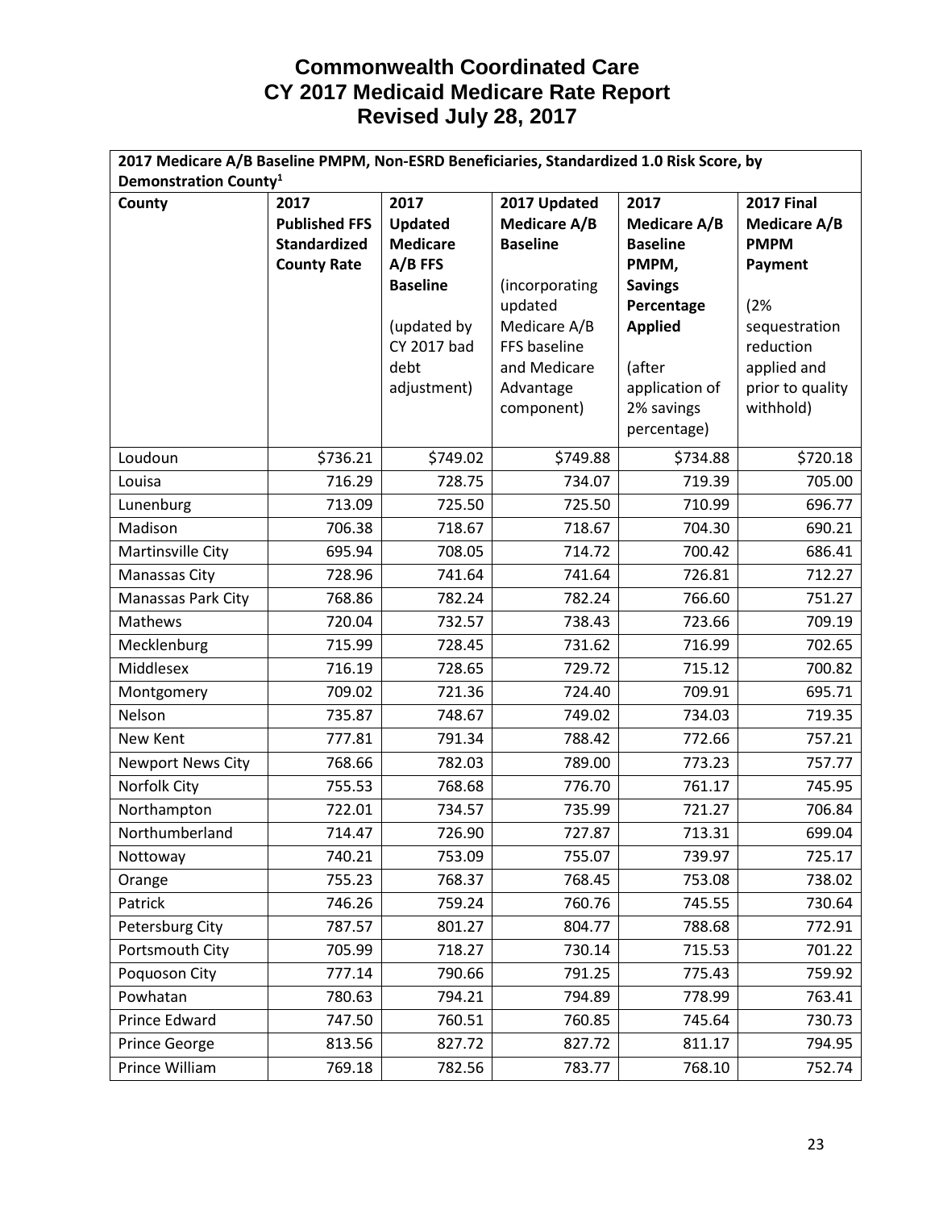# Commonwealth Coordinated Care
# CY 2017 Medicaid Medicare Rate Report
# Revised July 28, 2017

| 2017 Medicare A/B Baseline PMPM, Non-ESRD Beneficiaries, Standardized 1.0 Risk Score, by Demonstration County[1] | | | | | |
|---|---|---|---|---|---|
| **County** | **2017 Published FFS Standardized County Rate** | **2017 Updated Medicare A/B FFS Baseline** (updated by CY 2017 bad debt adjustment) | **2017 Updated Medicare A/B Baseline** (incorporating updated Medicare A/B FFS baseline and Medicare Advantage component) | **2017 Medicare A/B Baseline PMPM, Savings Percentage Applied** (after application of 2% savings percentage) | **2017 Final Medicare A/B PMPM Payment** (2% sequestration reduction applied and prior to quality withhold) |
| Loudoun | $736.21 | $749.02 | $749.88 | $734.88 | $720.18 |
| Louisa | 716.29 | 728.75 | 734.07 | 719.39 | 705.00 |
| Lunenburg | 713.09 | 725.50 | 725.50 | 710.99 | 696.77 |
| Madison | 706.38 | 718.67 | 718.67 | 704.30 | 690.21 |
| Martinsville City | 695.94 | 708.05 | 714.72 | 700.42 | 686.41 |
| Manassas City | 728.96 | 741.64 | 741.64 | 726.81 | 712.27 |
| Manassas Park City | 768.86 | 782.24 | 782.24 | 766.60 | 751.27 |
| Mathews | 720.04 | 732.57 | 738.43 | 723.66 | 709.19 |
| Mecklenburg | 715.99 | 728.45 | 731.62 | 716.99 | 702.65 |
| Middlesex | 716.19 | 728.65 | 729.72 | 715.12 | 700.82 |
| Montgomery | 709.02 | 721.36 | 724.40 | 709.91 | 695.71 |
| Nelson | 735.87 | 748.67 | 749.02 | 734.03 | 719.35 |
| New Kent | 777.81 | 791.34 | 788.42 | 772.66 | 757.21 |
| Newport News City | 768.66 | 782.03 | 789.00 | 773.23 | 757.77 |
| Norfolk City | 755.53 | 768.68 | 776.70 | 761.17 | 745.95 |
| Northampton | 722.01 | 734.57 | 735.99 | 721.27 | 706.84 |
| Northumberland | 714.47 | 726.90 | 727.87 | 713.31 | 699.04 |
| Nottoway | 740.21 | 753.09 | 755.07 | 739.97 | 725.17 |
| Orange | 755.23 | 768.37 | 768.45 | 753.08 | 738.02 |
| Patrick | 746.26 | 759.24 | 760.76 | 745.55 | 730.64 |
| Petersburg City | 787.57 | 801.27 | 804.77 | 788.68 | 772.91 |
| Portsmouth City | 705.99 | 718.27 | 730.14 | 715.53 | 701.22 |
| Poquoson City | 777.14 | 790.66 | 791.25 | 775.43 | 759.92 |
| Powhatan | 780.63 | 794.21 | 794.89 | 778.99 | 763.41 |
| Prince Edward | 747.50 | 760.51 | 760.85 | 745.64 | 730.73 |
| Prince George | 813.56 | 827.72 | 827.72 | 811.17 | 794.95 |
| Prince William | 769.18 | 782.56 | 783.77 | 768.10 | 752.74 |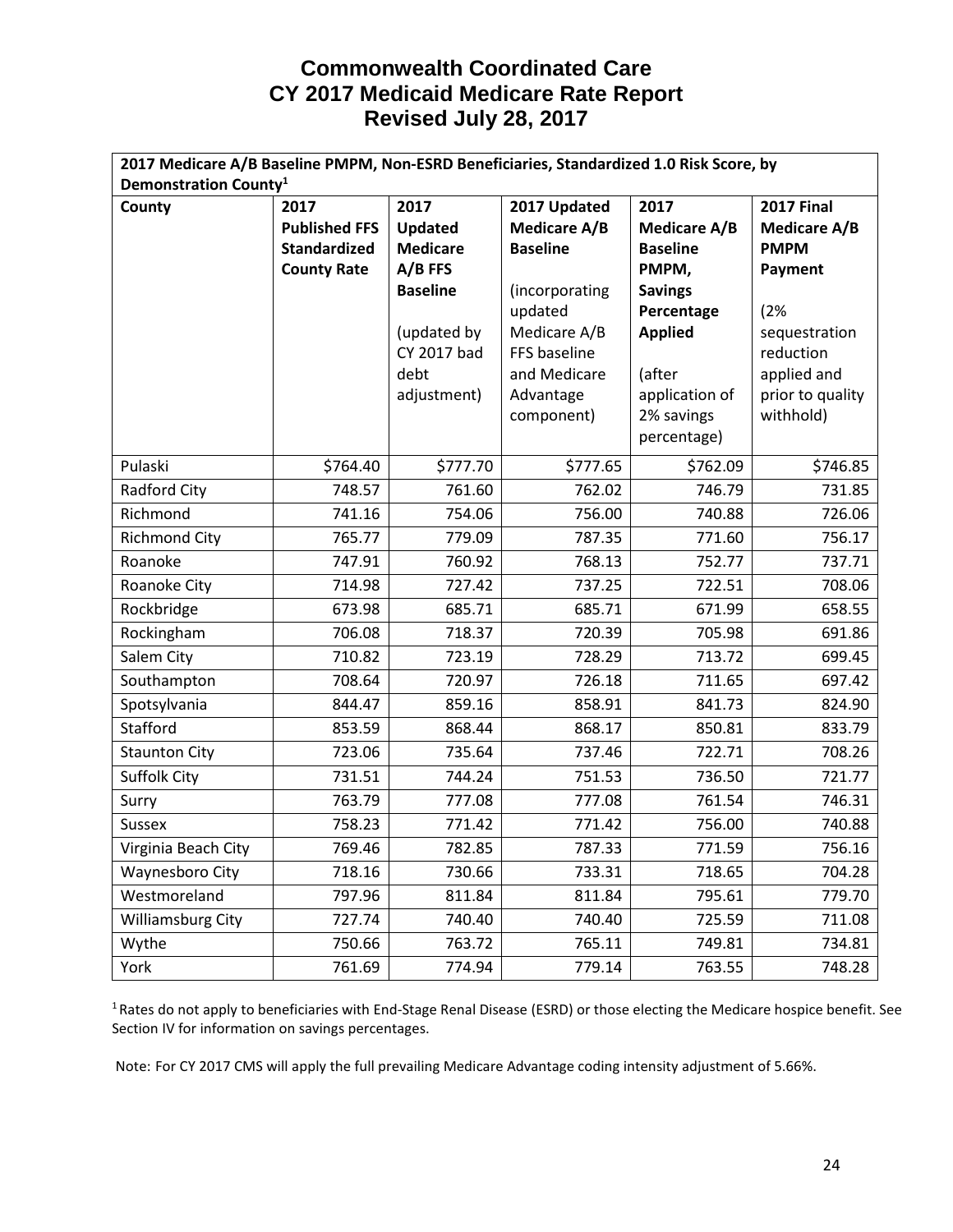# Commonwealth Coordinated Care
# CY 2017 Medicaid Medicare Rate Report
# Revised July 28, 2017

| 2017 Medicare A/B Baseline PMPM, Non-ESRD Beneficiaries, Standardized 1.0 Risk Score, by Demonstration County[1] | | | | | |
|---|---|---|---|---|---|
| **County** | **2017 Published FFS Standardized County Rate** | **2017 Updated Medicare A/B FFS Baseline** (updated by CY 2017 bad debt adjustment) | **2017 Updated Medicare A/B Baseline** (incorporating updated Medicare A/B FFS baseline and Medicare Advantage component) | **2017 Medicare A/B Baseline PMPM, Savings Percentage Applied** (after application of 2% savings percentage) | **2017 Final Medicare A/B PMPM Payment** (2% sequestration reduction applied and prior to quality withhold) |
| Pulaski | $764.40 | $777.70 | $777.65 | $762.09 | $746.85 |
| Radford City | 748.57 | 761.60 | 762.02 | 746.79 | 731.85 |
| Richmond | 741.16 | 754.06 | 756.00 | 740.88 | 726.06 |
| Richmond City | 765.77 | 779.09 | 787.35 | 771.60 | 756.17 |
| Roanoke | 747.91 | 760.92 | 768.13 | 752.77 | 737.71 |
| Roanoke City | 714.98 | 727.42 | 737.25 | 722.51 | 708.06 |
| Rockbridge | 673.98 | 685.71 | 685.71 | 671.99 | 658.55 |
| Rockingham | 706.08 | 718.37 | 720.39 | 705.98 | 691.86 |
| Salem City | 710.82 | 723.19 | 728.29 | 713.72 | 699.45 |
| Southampton | 708.64 | 720.97 | 726.18 | 711.65 | 697.42 |
| Spotsylvania | 844.47 | 859.16 | 858.91 | 841.73 | 824.90 |
| Stafford | 853.59 | 868.44 | 868.17 | 850.81 | 833.79 |
| Staunton City | 723.06 | 735.64 | 737.46 | 722.71 | 708.26 |
| Suffolk City | 731.51 | 744.24 | 751.53 | 736.50 | 721.77 |
| Surry | 763.79 | 777.08 | 777.08 | 761.54 | 746.31 |
| Sussex | 758.23 | 771.42 | 771.42 | 756.00 | 740.88 |
| Virginia Beach City | 769.46 | 782.85 | 787.33 | 771.59 | 756.16 |
| Waynesboro City | 718.16 | 730.66 | 733.31 | 718.65 | 704.28 |
| Westmoreland | 797.96 | 811.84 | 811.84 | 795.61 | 779.70 |
| Williamsburg City | 727.74 | 740.40 | 740.40 | 725.59 | 711.08 |
| Wythe | 750.66 | 763.72 | 765.11 | 749.81 | 734.81 |
| York | 761.69 | 774.94 | 779.14 | 763.55 | 748.28 |

[1] Rates do not apply to beneficiaries with End-Stage Renal Disease (ESRD) or those electing the Medicare hospice benefit. See Section IV for information on savings percentages.

Note: For CY 2017 CMS will apply the full prevailing Medicare Advantage coding intensity adjustment of 5.66%.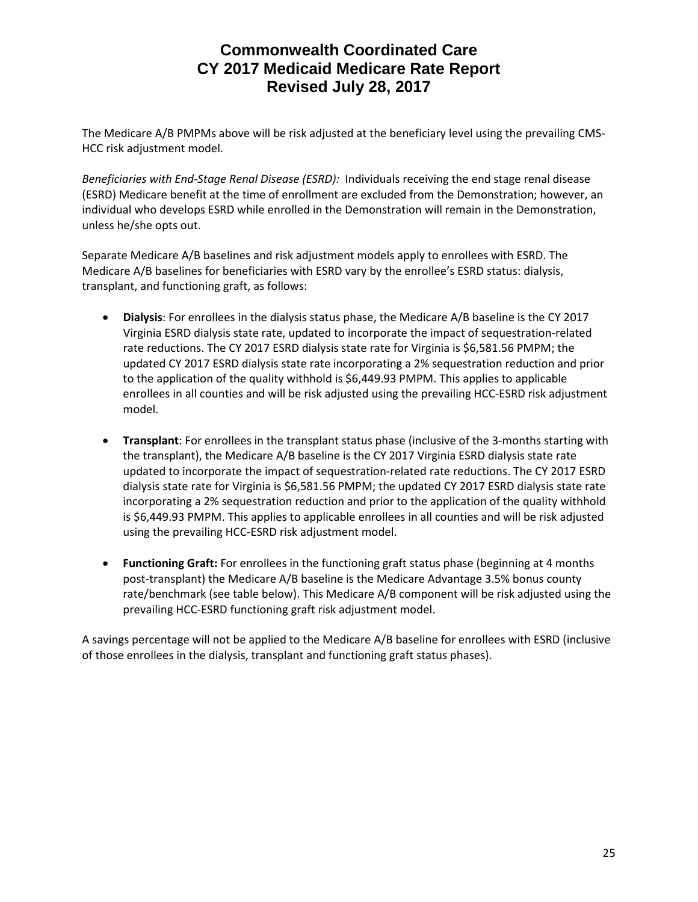The Medicare A/B PMPMs above will be risk adjusted at the beneficiary level using the prevailing CMS-HCC risk adjustment model.

*Beneficiaries with End-Stage Renal Disease (ESRD):* Individuals receiving the end stage renal disease (ESRD) Medicare benefit at the time of enrollment are excluded from the Demonstration; however, an individual who develops ESRD while enrolled in the Demonstration will remain in the Demonstration, unless he/she opts out.

Separate Medicare A/B baselines and risk adjustment models apply to enrollees with ESRD. The Medicare A/B baselines for beneficiaries with ESRD vary by the enrollee's ESRD status: dialysis, transplant, and functioning graft, as follows:

- **Dialysis**: For enrollees in the dialysis status phase, the Medicare A/B baseline is the CY 2017 Virginia ESRD dialysis state rate, updated to incorporate the impact of sequestration-related rate reductions. The CY 2017 ESRD dialysis state rate for Virginia is $6,581.56 PMPM; the updated CY 2017 ESRD dialysis state rate incorporating a 2% sequestration reduction and prior to the application of the quality withhold is $6,449.93 PMPM. This applies to applicable enrollees in all counties and will be risk adjusted using the prevailing HCC-ESRD risk adjustment model.

- **Transplant**: For enrollees in the transplant status phase (inclusive of the 3-months starting with the transplant), the Medicare A/B baseline is the CY 2017 Virginia ESRD dialysis state rate updated to incorporate the impact of sequestration-related rate reductions. The CY 2017 ESRD dialysis state rate for Virginia is $6,581.56 PMPM; the updated CY 2017 ESRD dialysis state rate incorporating a 2% sequestration reduction and prior to the application of the quality withhold is $6,449.93 PMPM. This applies to applicable enrollees in all counties and will be risk adjusted using the prevailing HCC-ESRD risk adjustment model.

- **Functioning Graft:** For enrollees in the functioning graft status phase (beginning at 4 months post-transplant) the Medicare A/B baseline is the Medicare Advantage 3.5% bonus county rate/benchmark (see table below). This Medicare A/B component will be risk adjusted using the prevailing HCC-ESRD functioning graft risk adjustment model.

A savings percentage will not be applied to the Medicare A/B baseline for enrollees with ESRD (inclusive of those enrollees in the dialysis, transplant and functioning graft status phases).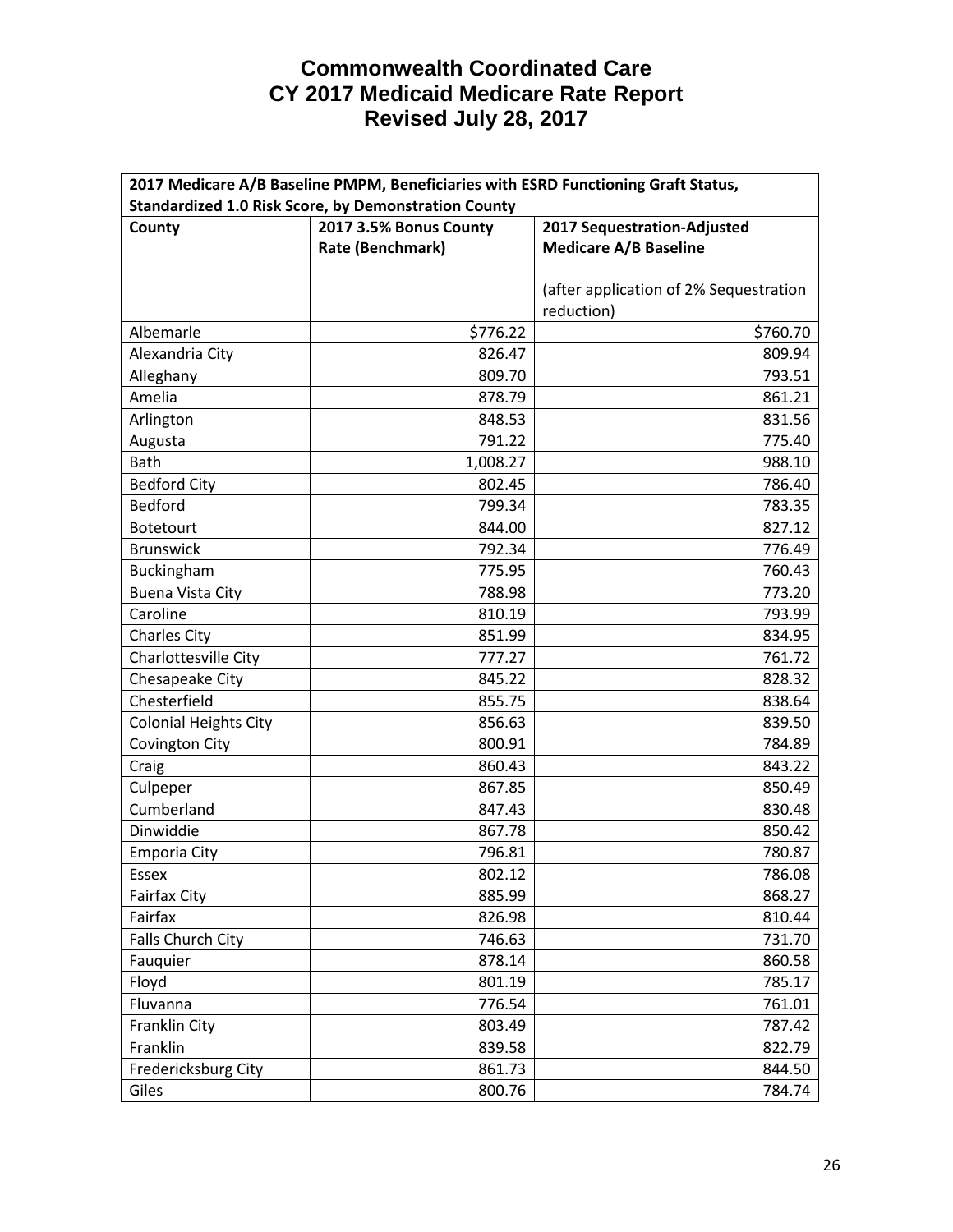# Commonwealth Coordinated Care
# CY 2017 Medicaid Medicare Rate Report
# Revised July 28, 2017

| 2017 Medicare A/B Baseline PMPM, Beneficiaries with ESRD Functioning Graft Status, Standardized 1.0 Risk Score, by Demonstration County | | |
|---|---|---|
| **County** | **2017 3.5% Bonus County Rate (Benchmark)** | **2017 Sequestration-Adjusted Medicare A/B Baseline**<br><br>(after application of 2% Sequestration reduction) |
| Albemarle | $776.22 | $760.70 |
| Alexandria City | 826.47 | 809.94 |
| Alleghany | 809.70 | 793.51 |
| Amelia | 878.79 | 861.21 |
| Arlington | 848.53 | 831.56 |
| Augusta | 791.22 | 775.40 |
| Bath | 1,008.27 | 988.10 |
| Bedford City | 802.45 | 786.40 |
| Bedford | 799.34 | 783.35 |
| Botetourt | 844.00 | 827.12 |
| Brunswick | 792.34 | 776.49 |
| Buckingham | 775.95 | 760.43 |
| Buena Vista City | 788.98 | 773.20 |
| Caroline | 810.19 | 793.99 |
| Charles City | 851.99 | 834.95 |
| Charlottesville City | 777.27 | 761.72 |
| Chesapeake City | 845.22 | 828.32 |
| Chesterfield | 855.75 | 838.64 |
| Colonial Heights City | 856.63 | 839.50 |
| Covington City | 800.91 | 784.89 |
| Craig | 860.43 | 843.22 |
| Culpeper | 867.85 | 850.49 |
| Cumberland | 847.43 | 830.48 |
| Dinwiddie | 867.78 | 850.42 |
| Emporia City | 796.81 | 780.87 |
| Essex | 802.12 | 786.08 |
| Fairfax City | 885.99 | 868.27 |
| Fairfax | 826.98 | 810.44 |
| Falls Church City | 746.63 | 731.70 |
| Fauquier | 878.14 | 860.58 |
| Floyd | 801.19 | 785.17 |
| Fluvanna | 776.54 | 761.01 |
| Franklin City | 803.49 | 787.42 |
| Franklin | 839.58 | 822.79 |
| Fredericksburg City | 861.73 | 844.50 |
| Giles | 800.76 | 784.74 |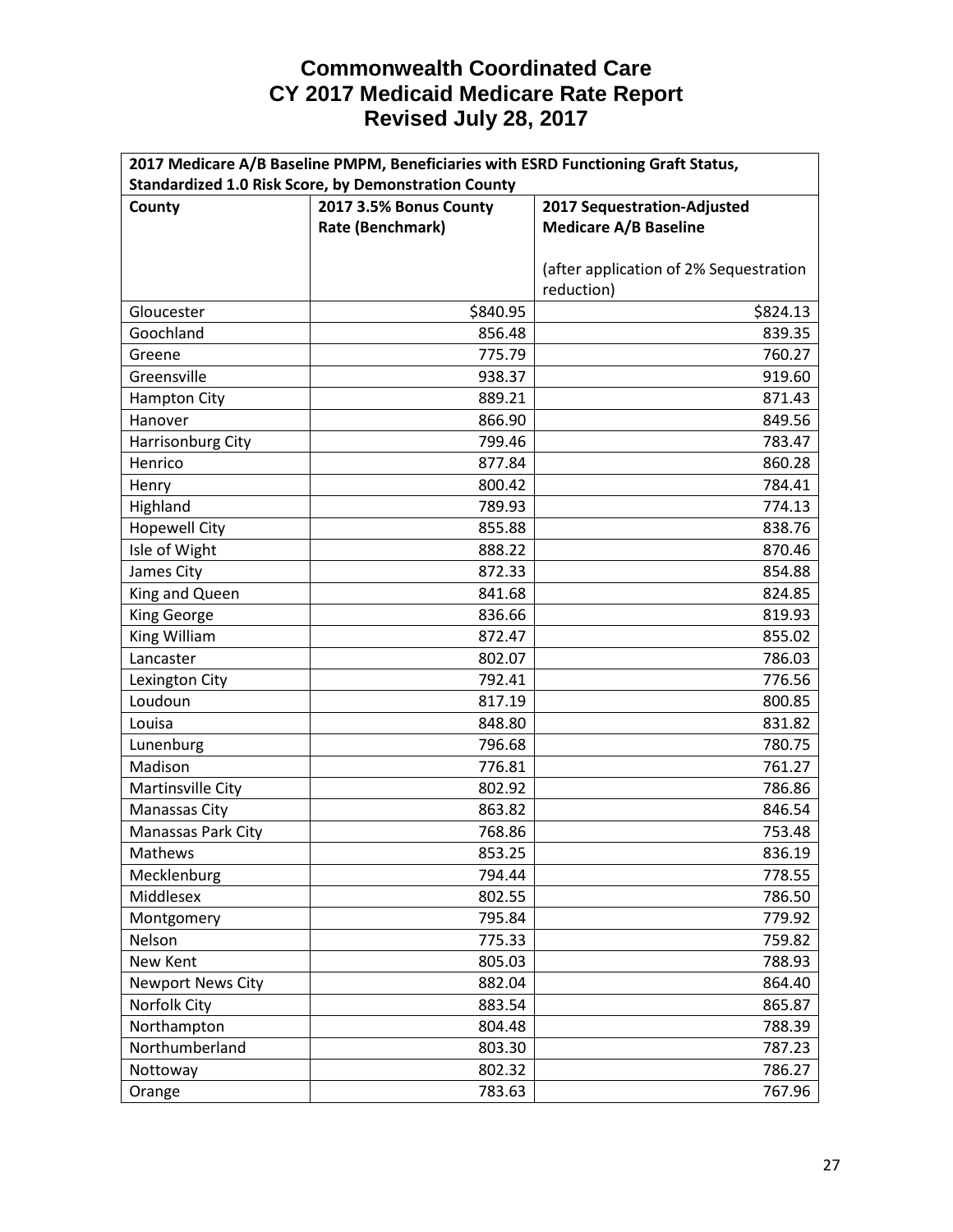# Commonwealth Coordinated Care
# CY 2017 Medicaid Medicare Rate Report
# Revised July 28, 2017

| 2017 Medicare A/B Baseline PMPM, Beneficiaries with ESRD Functioning Graft Status, Standardized 1.0 Risk Score, by Demonstration County | | |
|---|---|---|
| **County** | **2017 3.5% Bonus County Rate (Benchmark)** | **2017 Sequestration-Adjusted Medicare A/B Baseline**<br><br>(after application of 2% Sequestration reduction) |
| Gloucester | $840.95 | $824.13 |
| Goochland | 856.48 | 839.35 |
| Greene | 775.79 | 760.27 |
| Greensville | 938.37 | 919.60 |
| Hampton City | 889.21 | 871.43 |
| Hanover | 866.90 | 849.56 |
| Harrisonburg City | 799.46 | 783.47 |
| Henrico | 877.84 | 860.28 |
| Henry | 800.42 | 784.41 |
| Highland | 789.93 | 774.13 |
| Hopewell City | 855.88 | 838.76 |
| Isle of Wight | 888.22 | 870.46 |
| James City | 872.33 | 854.88 |
| King and Queen | 841.68 | 824.85 |
| King George | 836.66 | 819.93 |
| King William | 872.47 | 855.02 |
| Lancaster | 802.07 | 786.03 |
| Lexington City | 792.41 | 776.56 |
| Loudoun | 817.19 | 800.85 |
| Louisa | 848.80 | 831.82 |
| Lunenburg | 796.68 | 780.75 |
| Madison | 776.81 | 761.27 |
| Martinsville City | 802.92 | 786.86 |
| Manassas City | 863.82 | 846.54 |
| Manassas Park City | 768.86 | 753.48 |
| Mathews | 853.25 | 836.19 |
| Mecklenburg | 794.44 | 778.55 |
| Middlesex | 802.55 | 786.50 |
| Montgomery | 795.84 | 779.92 |
| Nelson | 775.33 | 759.82 |
| New Kent | 805.03 | 788.93 |
| Newport News City | 882.04 | 864.40 |
| Norfolk City | 883.54 | 865.87 |
| Northampton | 804.48 | 788.39 |
| Northumberland | 803.30 | 787.23 |
| Nottoway | 802.32 | 786.27 |
| Orange | 783.63 | 767.96 |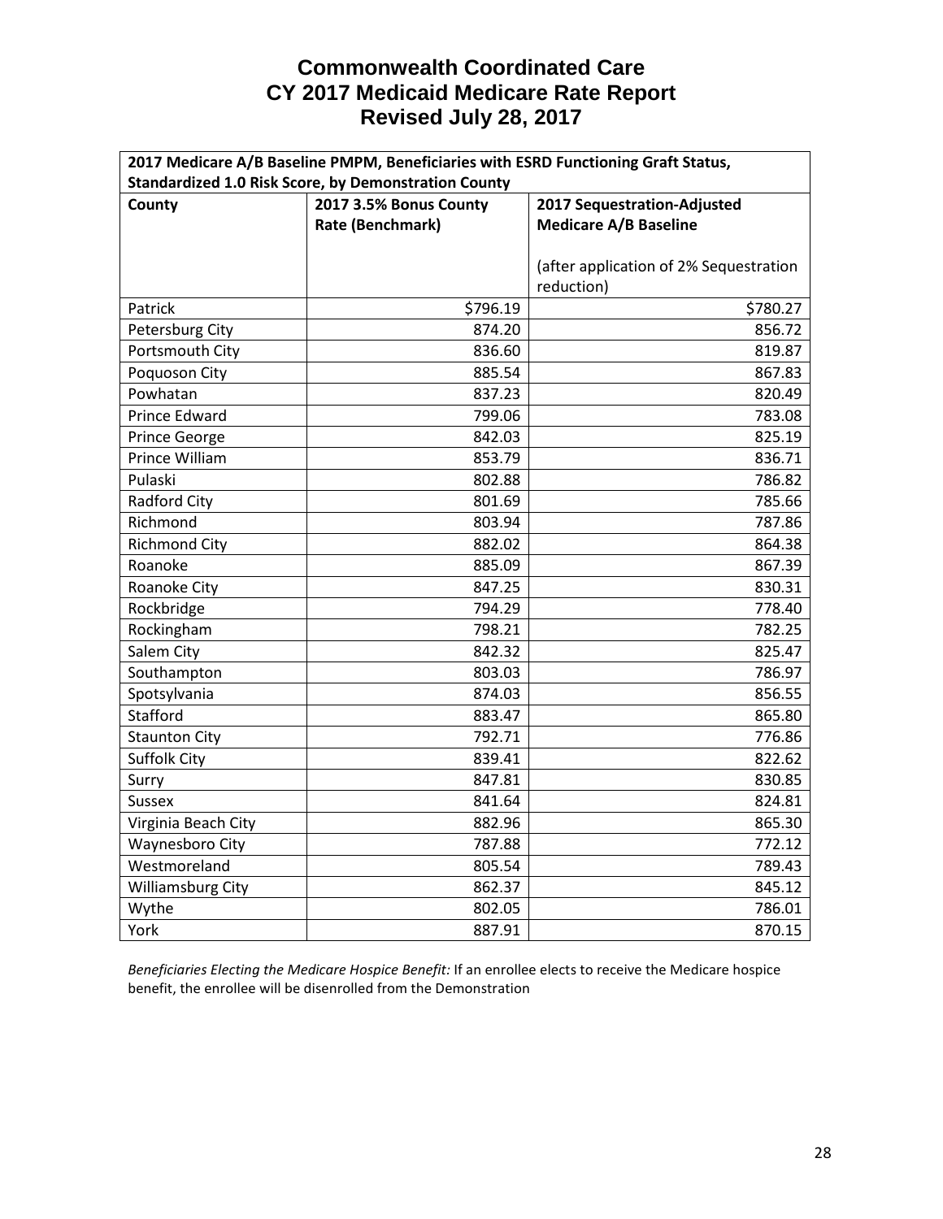# Commonwealth Coordinated Care
# CY 2017 Medicaid Medicare Rate Report
# Revised July 28, 2017

| 2017 Medicare A/B Baseline PMPM, Beneficiaries with ESRD Functioning Graft Status, Standardized 1.0 Risk Score, by Demonstration County | | |
|---|---|---|
| **County** | **2017 3.5% Bonus County Rate (Benchmark)** | **2017 Sequestration-Adjusted Medicare A/B Baseline**<br><br>(after application of 2% Sequestration reduction) |
| Patrick | $796.19 | $780.27 |
| Petersburg City | 874.20 | 856.72 |
| Portsmouth City | 836.60 | 819.87 |
| Poquoson City | 885.54 | 867.83 |
| Powhatan | 837.23 | 820.49 |
| Prince Edward | 799.06 | 783.08 |
| Prince George | 842.03 | 825.19 |
| Prince William | 853.79 | 836.71 |
| Pulaski | 802.88 | 786.82 |
| Radford City | 801.69 | 785.66 |
| Richmond | 803.94 | 787.86 |
| Richmond City | 882.02 | 864.38 |
| Roanoke | 885.09 | 867.39 |
| Roanoke City | 847.25 | 830.31 |
| Rockbridge | 794.29 | 778.40 |
| Rockingham | 798.21 | 782.25 |
| Salem City | 842.32 | 825.47 |
| Southampton | 803.03 | 786.97 |
| Spotsylvania | 874.03 | 856.55 |
| Stafford | 883.47 | 865.80 |
| Staunton City | 792.71 | 776.86 |
| Suffolk City | 839.41 | 822.62 |
| Surry | 847.81 | 830.85 |
| Sussex | 841.64 | 824.81 |
| Virginia Beach City | 882.96 | 865.30 |
| Waynesboro City | 787.88 | 772.12 |
| Westmoreland | 805.54 | 789.43 |
| Williamsburg City | 862.37 | 845.12 |
| Wythe | 802.05 | 786.01 |
| York | 887.91 | 870.15 |

*Beneficiaries Electing the Medicare Hospice Benefit:* If an enrollee elects to receive the Medicare hospice benefit, the enrollee will be disenrolled from the Demonstration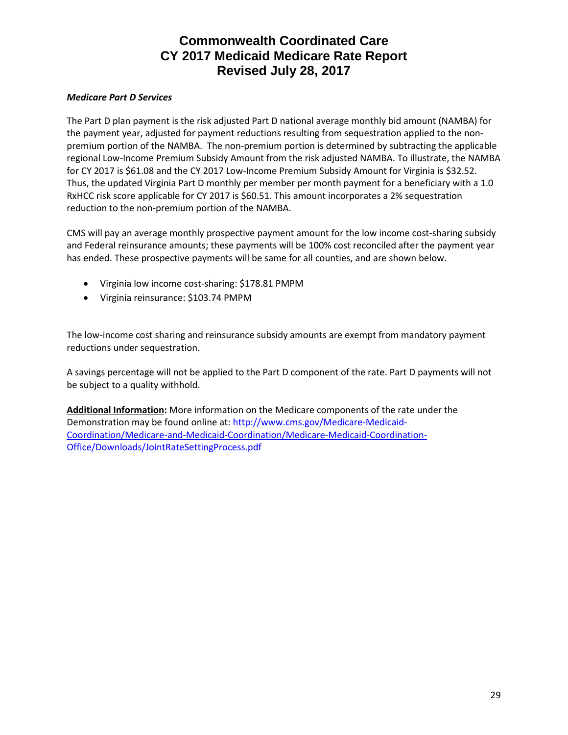# Commonwealth Coordinated Care
# CY 2017 Medicaid Medicare Rate Report
# Revised July 28, 2017

***Medicare Part D Services***

The Part D plan payment is the risk adjusted Part D national average monthly bid amount (NAMBA) for the payment year, adjusted for payment reductions resulting from sequestration applied to the non-premium portion of the NAMBA. The non-premium portion is determined by subtracting the applicable regional Low-Income Premium Subsidy Amount from the risk adjusted NAMBA. To illustrate, the NAMBA for CY 2017 is $61.08 and the CY 2017 Low-Income Premium Subsidy Amount for Virginia is $32.52. Thus, the updated Virginia Part D monthly per member per month payment for a beneficiary with a 1.0 RxHCC risk score applicable for CY 2017 is $60.51. This amount incorporates a 2% sequestration reduction to the non-premium portion of the NAMBA.

CMS will pay an average monthly prospective payment amount for the low income cost-sharing subsidy and Federal reinsurance amounts; these payments will be 100% cost reconciled after the payment year has ended. These prospective payments will be same for all counties, and are shown below.

- Virginia low income cost-sharing: $178.81 PMPM
- Virginia reinsurance: $103.74 PMPM

The low-income cost sharing and reinsurance subsidy amounts are exempt from mandatory payment reductions under sequestration.

A savings percentage will not be applied to the Part D component of the rate. Part D payments will not be subject to a quality withhold.

**Additional Information:** More information on the Medicare components of the rate under the Demonstration may be found online at: [http://www.cms.gov/Medicare-Medicaid-Coordination/Medicare-and-Medicaid-Coordination/Medicare-Medicaid-Coordination-Office/Downloads/JointRateSettingProcess.pdf](http://www.cms.gov/Medicare-Medicaid-Coordination/Medicare-and-Medicaid-Coordination/Medicare-Medicaid-Coordination-Office/Downloads/JointRateSettingProcess.pdf)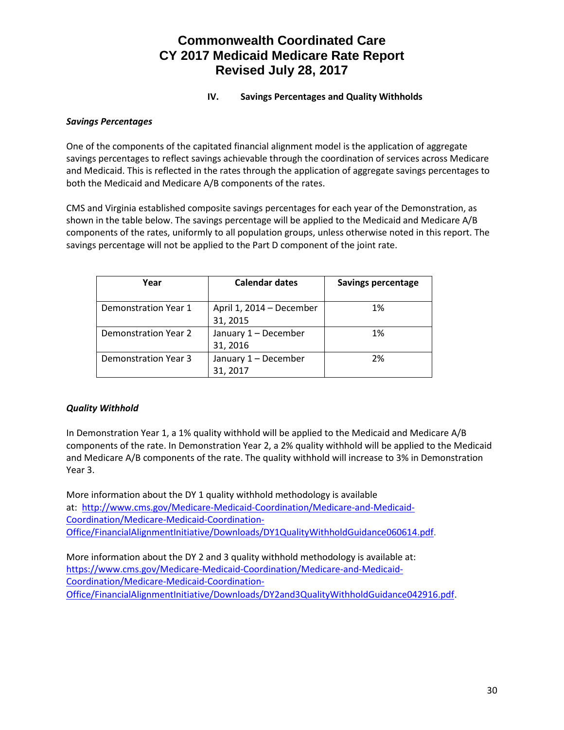# Commonwealth Coordinated Care
# CY 2017 Medicaid Medicare Rate Report
# Revised July 28, 2017

## IV. Savings Percentages and Quality Withholds

***Savings Percentages***

One of the components of the capitated financial alignment model is the application of aggregate savings percentages to reflect savings achievable through the coordination of services across Medicare and Medicaid. This is reflected in the rates through the application of aggregate savings percentages to both the Medicaid and Medicare A/B components of the rates.

CMS and Virginia established composite savings percentages for each year of the Demonstration, as shown in the table below. The savings percentage will be applied to the Medicaid and Medicare A/B components of the rates, uniformly to all population groups, unless otherwise noted in this report. The savings percentage will not be applied to the Part D component of the joint rate.

| Year | Calendar dates | Savings percentage |
|---|---|---|
| Demonstration Year 1 | April 1, 2014 – December 31, 2015 | 1% |
| Demonstration Year 2 | January 1 – December 31, 2016 | 1% |
| Demonstration Year 3 | January 1 – December 31, 2017 | 2% |

***Quality Withhold***

In Demonstration Year 1, a 1% quality withhold will be applied to the Medicaid and Medicare A/B components of the rate. In Demonstration Year 2, a 2% quality withhold will be applied to the Medicaid and Medicare A/B components of the rate. The quality withhold will increase to 3% in Demonstration Year 3.

More information about the DY 1 quality withhold methodology is available at: http://www.cms.gov/Medicare-Medicaid-Coordination/Medicare-and-Medicaid-Coordination/Medicare-Medicaid-Coordination-Office/FinancialAlignmentInitiative/Downloads/DY1QualityWithholdGuidance060614.pdf.

More information about the DY 2 and 3 quality withhold methodology is available at: https://www.cms.gov/Medicare-Medicaid-Coordination/Medicare-and-Medicaid-Coordination/Medicare-Medicaid-Coordination-Office/FinancialAlignmentInitiative/Downloads/DY2and3QualityWithholdGuidance042916.pdf.